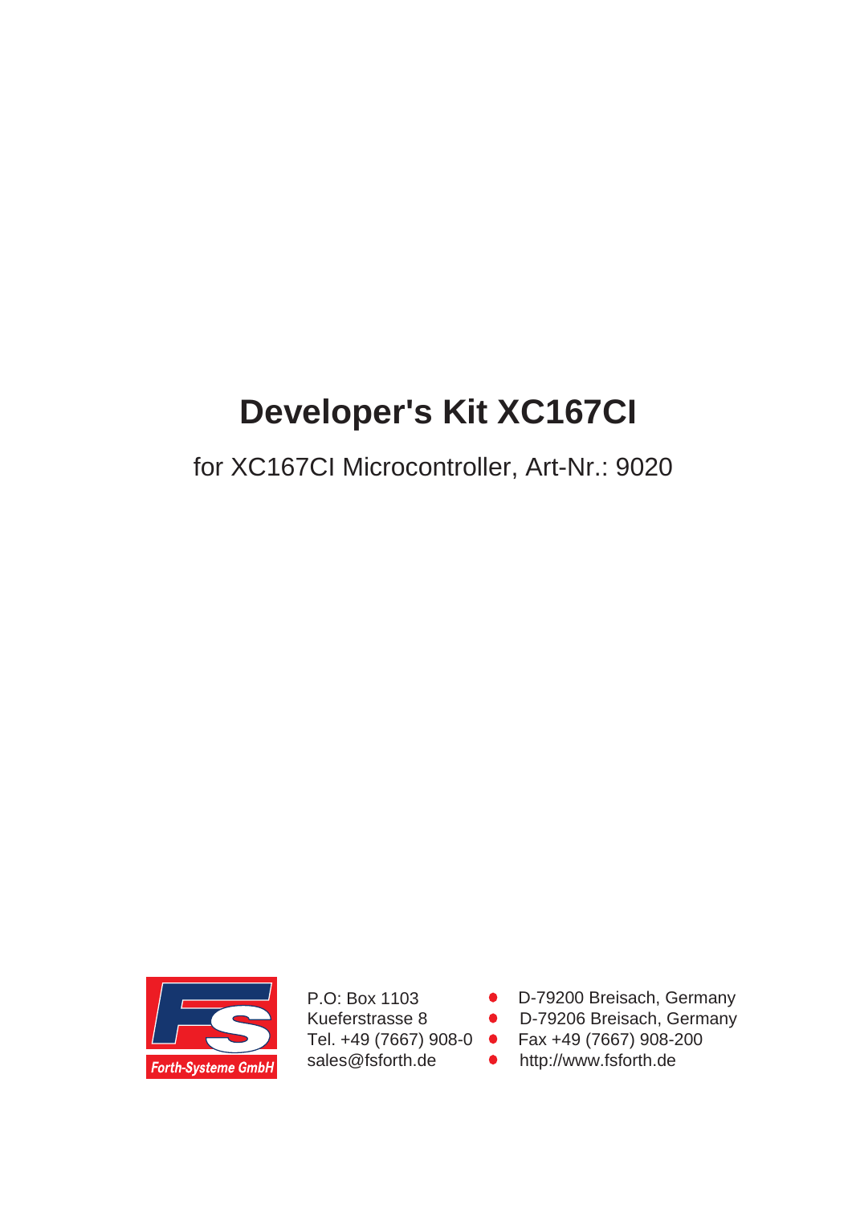# Developer's Kit XC167CI

for XC167CI Microcontroller, Art-Nr.: 9020

Forth-Systeme GmbH

P.O: Box 1103 • D-79200 Breisach, Germany
Kueferstrasse 8 • D-79206 Breisach, Germany
Tel. +49 (7667) 908-0 • Fax +49 (7667) 908-200
sales@fsforth.de • http://www.fsforth.de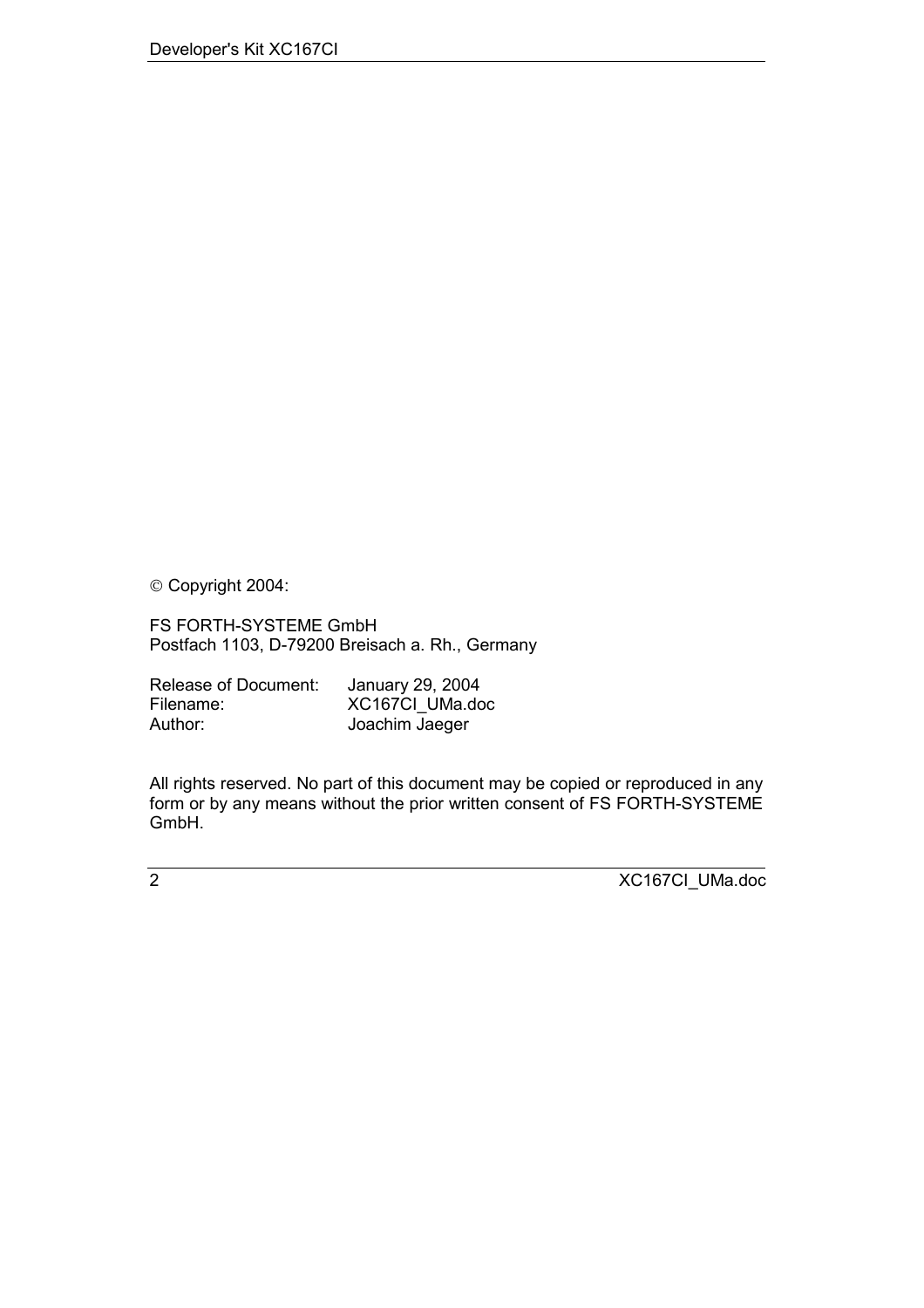© Copyright 2004:

FS FORTH-SYSTEME GmbH
Postfach 1103, D-79200 Breisach a. Rh., Germany

| | |
|---|---|
| Release of Document: | January 29, 2004 |
| Filename: | XC167CI_UMa.doc |
| Author: | Joachim Jaeger |

All rights reserved. No part of this document may be copied or reproduced in any form or by any means without the prior written consent of FS FORTH-SYSTEME GmbH.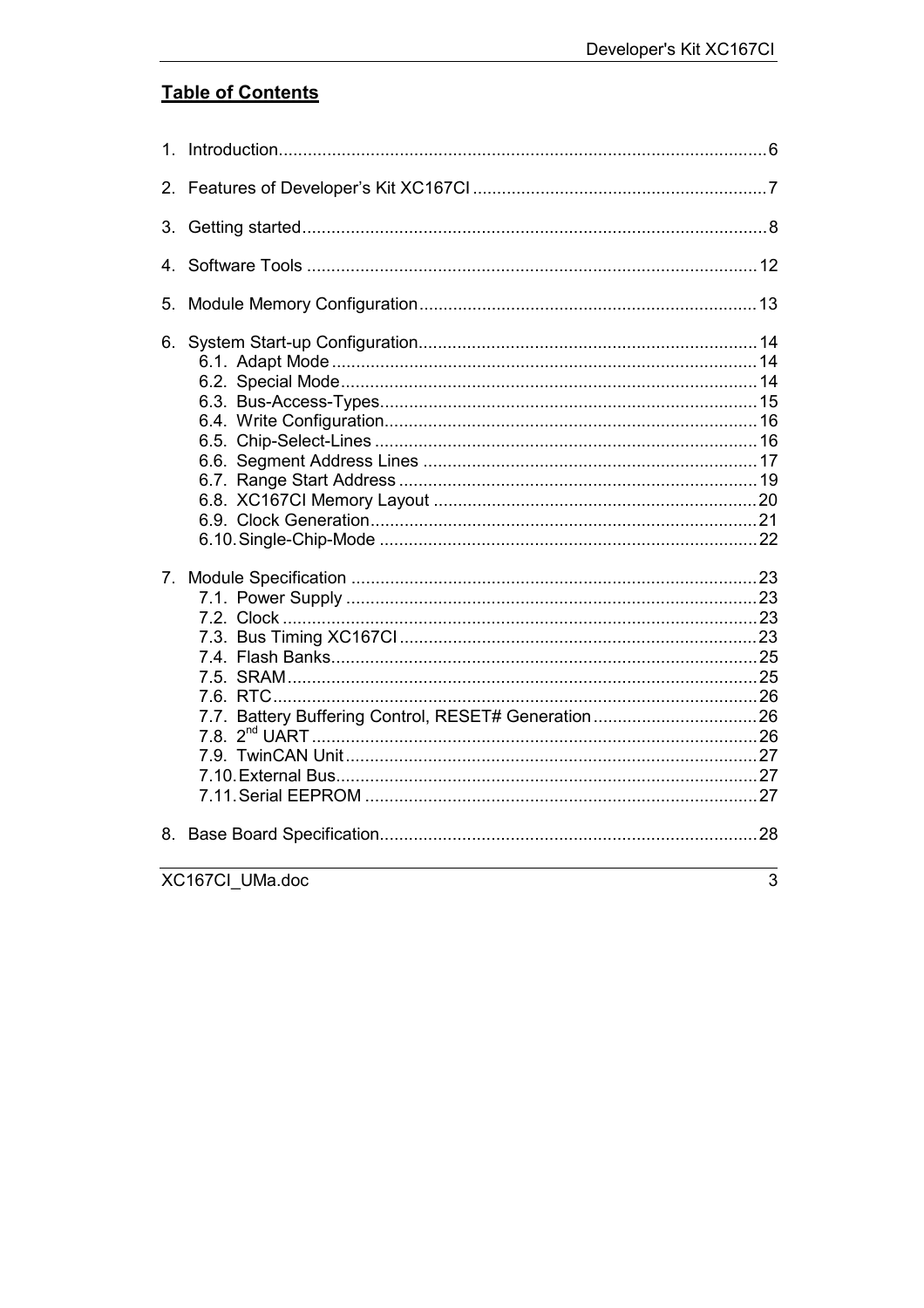# Table of Contents

1. Introduction....................................................................................................6
2. Features of Developer's Kit XC167CI ............................................................7
3. Getting started................................................................................................8
4. Software Tools .............................................................................................12
5. Module Memory Configuration......................................................................13
6. System Start-up Configuration......................................................................14
   - 6.1. Adapt Mode ........................................................................................14
   - 6.2. Special Mode......................................................................................14
   - 6.3. Bus-Access-Types..............................................................................15
   - 6.4. Write Configuration.............................................................................16
   - 6.5. Chip-Select-Lines ...............................................................................16
   - 6.6. Segment Address Lines .....................................................................17
   - 6.7. Range Start Address ..........................................................................19
   - 6.8. XC167CI Memory Layout ...................................................................20
   - 6.9. Clock Generation................................................................................21
   - 6.10. Single-Chip-Mode ..............................................................................22
7. Module Specification ....................................................................................23
   - 7.1. Power Supply .....................................................................................23
   - 7.2. Clock ..................................................................................................23
   - 7.3. Bus Timing XC167CI ..........................................................................23
   - 7.4. Flash Banks........................................................................................25
   - 7.5. SRAM.................................................................................................25
   - 7.6. RTC....................................................................................................26
   - 7.7. Battery Buffering Control, RESET# Generation..................................26
   - 7.8. 2nd UART ............................................................................................26
   - 7.9. TwinCAN Unit.....................................................................................27
   - 7.10. External Bus.......................................................................................27
   - 7.11. Serial EEPROM .................................................................................27
8. Base Board Specification..............................................................................28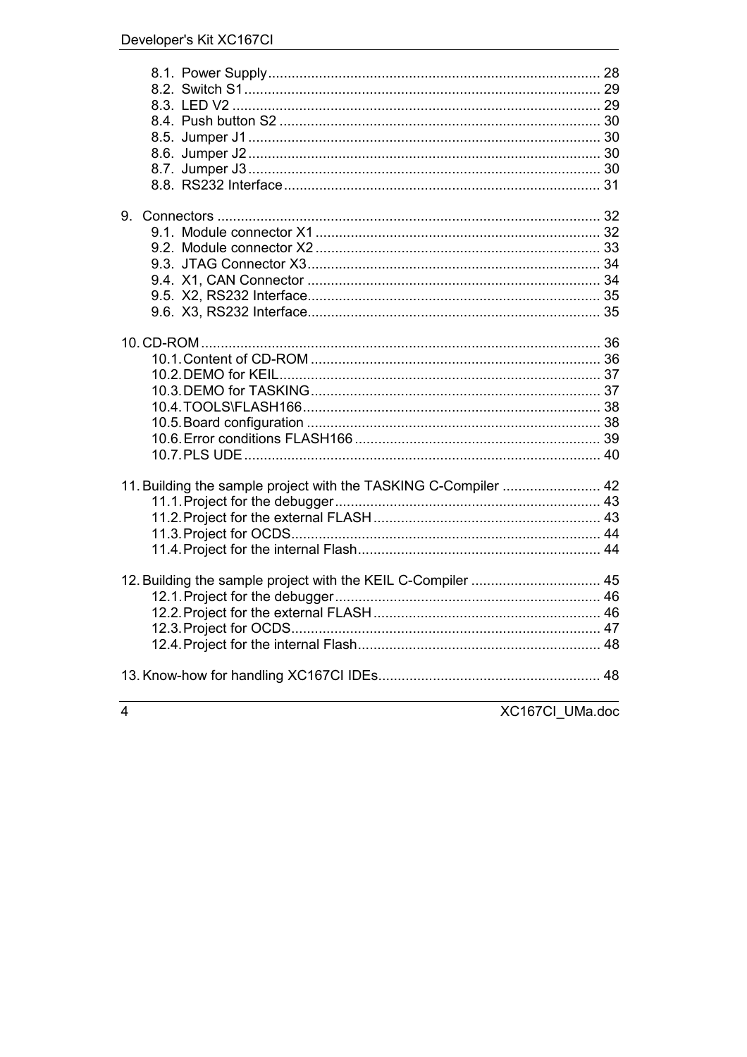8.1. Power Supply .................................................................................... 28
8.2. Switch S1 ........................................................................................... 29
8.3. LED V2 .............................................................................................. 29
8.4. Push button S2 .................................................................................. 30
8.5. Jumper J1 .......................................................................................... 30
8.6. Jumper J2 .......................................................................................... 30
8.7. Jumper J3 .......................................................................................... 30
8.8. RS232 Interface ................................................................................. 31

9. Connectors .................................................................................................. 32
9.1. Module connector X1 ......................................................................... 32
9.2. Module connector X2 ......................................................................... 33
9.3. JTAG Connector X3 ........................................................................... 34
9.4. X1, CAN Connector ........................................................................... 34
9.5. X2, RS232 Interface ........................................................................... 35
9.6. X3, RS232 Interface ........................................................................... 35

10. CD-ROM ...................................................................................................... 36
10.1. Content of CD-ROM .......................................................................... 36
10.2. DEMO for KEIL .................................................................................. 37
10.3. DEMO for TASKING .......................................................................... 37
10.4. TOOLS\FLASH166 ............................................................................ 38
10.5. Board configuration ........................................................................... 38
10.6. Error conditions FLASH166 ............................................................... 39
10.7. PLS UDE ........................................................................................... 40

11. Building the sample project with the TASKING C-Compiler ......................... 42
11.1. Project for the debugger .................................................................... 43
11.2. Project for the external FLASH .......................................................... 43
11.3. Project for OCDS ............................................................................... 44
11.4. Project for the internal Flash .............................................................. 44

12. Building the sample project with the KEIL C-Compiler ................................. 45
12.1. Project for the debugger .................................................................... 46
12.2. Project for the external FLASH .......................................................... 46
12.3. Project for OCDS ............................................................................... 47
12.4. Project for the internal Flash .............................................................. 48

13. Know-how for handling XC167CI IDEs ......................................................... 48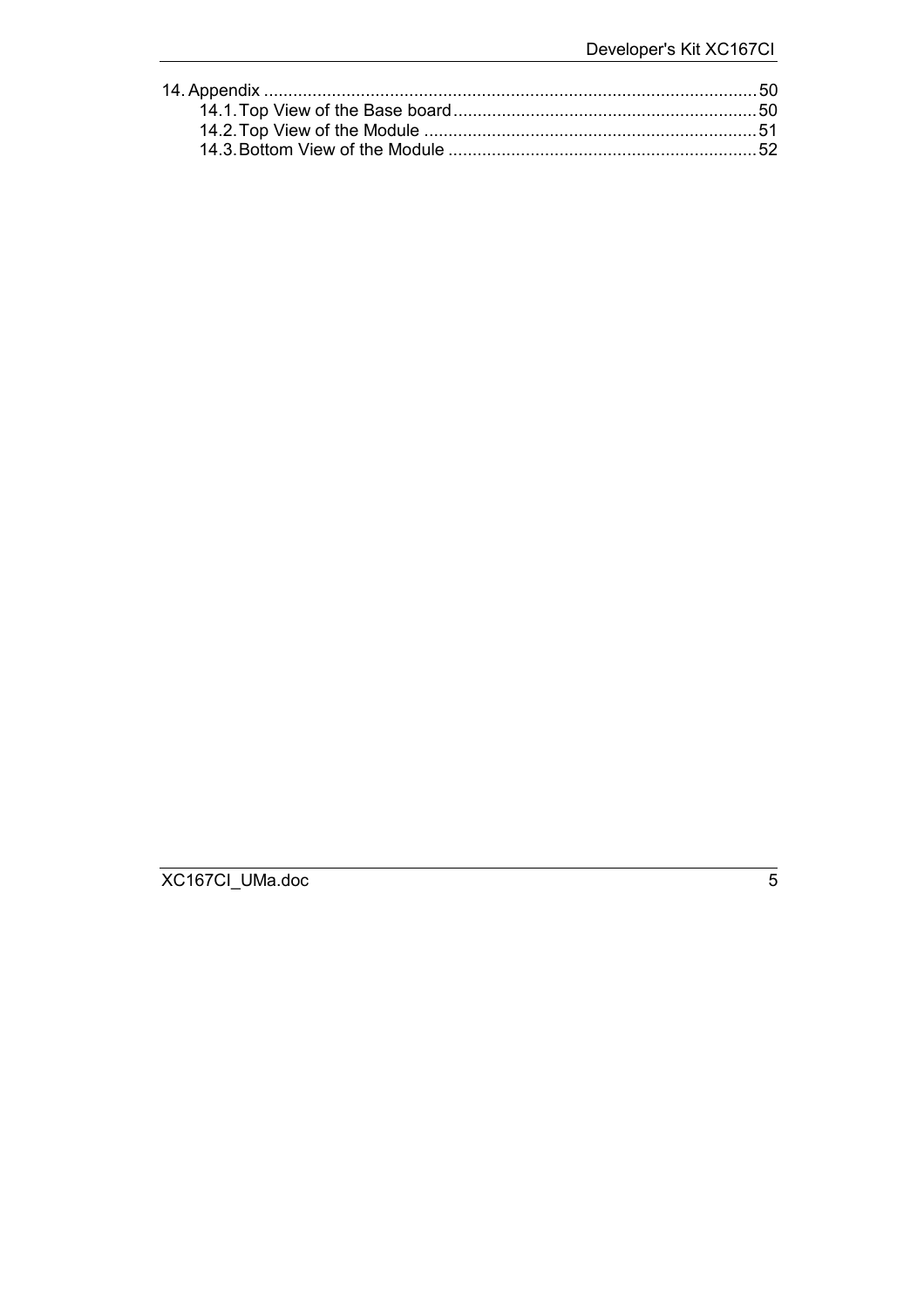14. Appendix ....................................................................................................50
    14.1. Top View of the Base board..............................................................50
    14.2. Top View of the Module ....................................................................51
    14.3. Bottom View of the Module ...............................................................52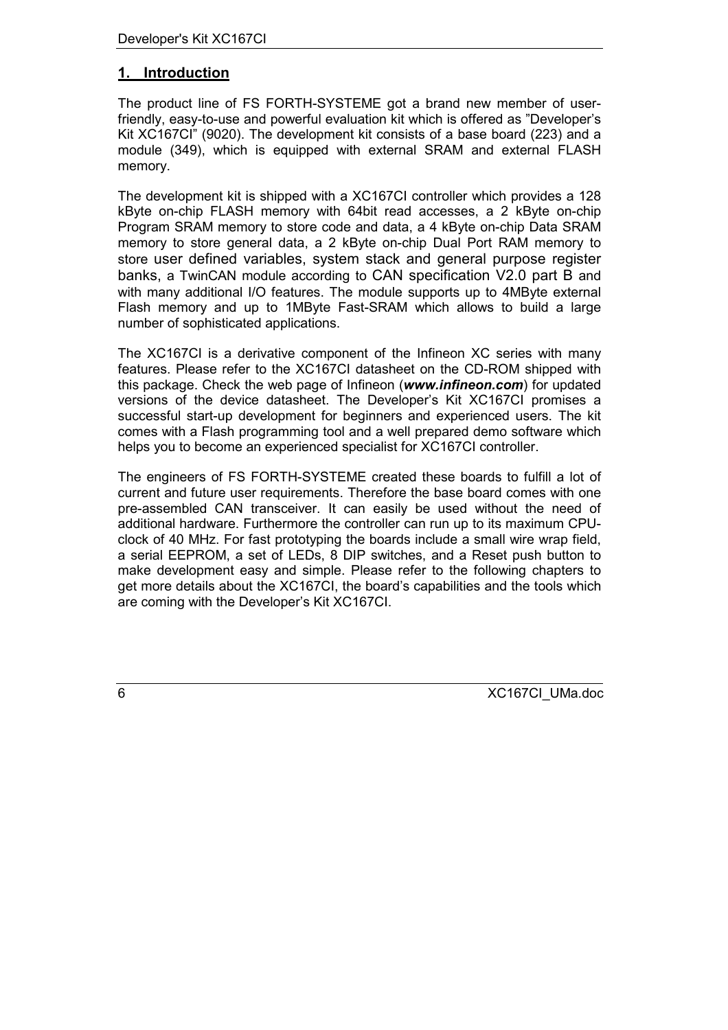## 1. Introduction

The product line of FS FORTH-SYSTEME got a brand new member of user-friendly, easy-to-use and powerful evaluation kit which is offered as "Developer's Kit XC167CI" (9020). The development kit consists of a base board (223) and a module (349), which is equipped with external SRAM and external FLASH memory.

The development kit is shipped with a XC167CI controller which provides a 128 kByte on-chip FLASH memory with 64bit read accesses, a 2 kByte on-chip Program SRAM memory to store code and data, a 4 kByte on-chip Data SRAM memory to store general data, a 2 kByte on-chip Dual Port RAM memory to store user defined variables, system stack and general purpose register banks, a TwinCAN module according to CAN specification V2.0 part B and with many additional I/O features. The module supports up to 4MByte external Flash memory and up to 1MByte Fast-SRAM which allows to build a large number of sophisticated applications.

The XC167CI is a derivative component of the Infineon XC series with many features. Please refer to the XC167CI datasheet on the CD-ROM shipped with this package. Check the web page of Infineon (***www.infineon.com***) for updated versions of the device datasheet. The Developer's Kit XC167CI promises a successful start-up development for beginners and experienced users. The kit comes with a Flash programming tool and a well prepared demo software which helps you to become an experienced specialist for XC167CI controller.

The engineers of FS FORTH-SYSTEME created these boards to fulfill a lot of current and future user requirements. Therefore the base board comes with one pre-assembled CAN transceiver. It can easily be used without the need of additional hardware. Furthermore the controller can run up to its maximum CPU-clock of 40 MHz. For fast prototyping the boards include a small wire wrap field, a serial EEPROM, a set of LEDs, 8 DIP switches, and a Reset push button to make development easy and simple. Please refer to the following chapters to get more details about the XC167CI, the board's capabilities and the tools which are coming with the Developer's Kit XC167CI.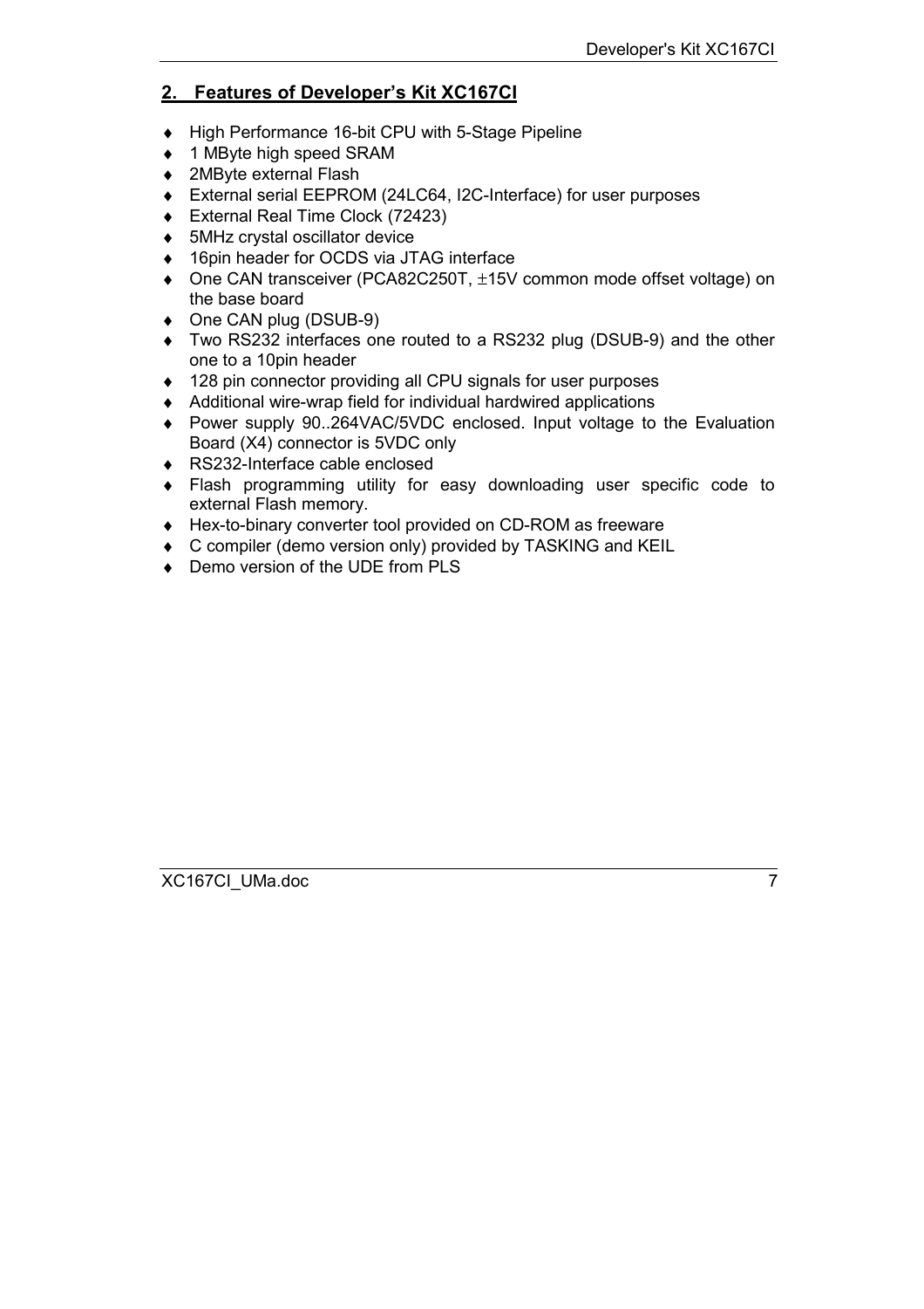## 2. Features of Developer's Kit XC167CI

- High Performance 16-bit CPU with 5-Stage Pipeline
- 1 MByte high speed SRAM
- 2MByte external Flash
- External serial EEPROM (24LC64, I2C-Interface) for user purposes
- External Real Time Clock (72423)
- 5MHz crystal oscillator device
- 16pin header for OCDS via JTAG interface
- One CAN transceiver (PCA82C250T, ±15V common mode offset voltage) on the base board
- One CAN plug (DSUB-9)
- Two RS232 interfaces one routed to a RS232 plug (DSUB-9) and the other one to a 10pin header
- 128 pin connector providing all CPU signals for user purposes
- Additional wire-wrap field for individual hardwired applications
- Power supply 90..264VAC/5VDC enclosed. Input voltage to the Evaluation Board (X4) connector is 5VDC only
- RS232-Interface cable enclosed
- Flash programming utility for easy downloading user specific code to external Flash memory.
- Hex-to-binary converter tool provided on CD-ROM as freeware
- C compiler (demo version only) provided by TASKING and KEIL
- Demo version of the UDE from PLS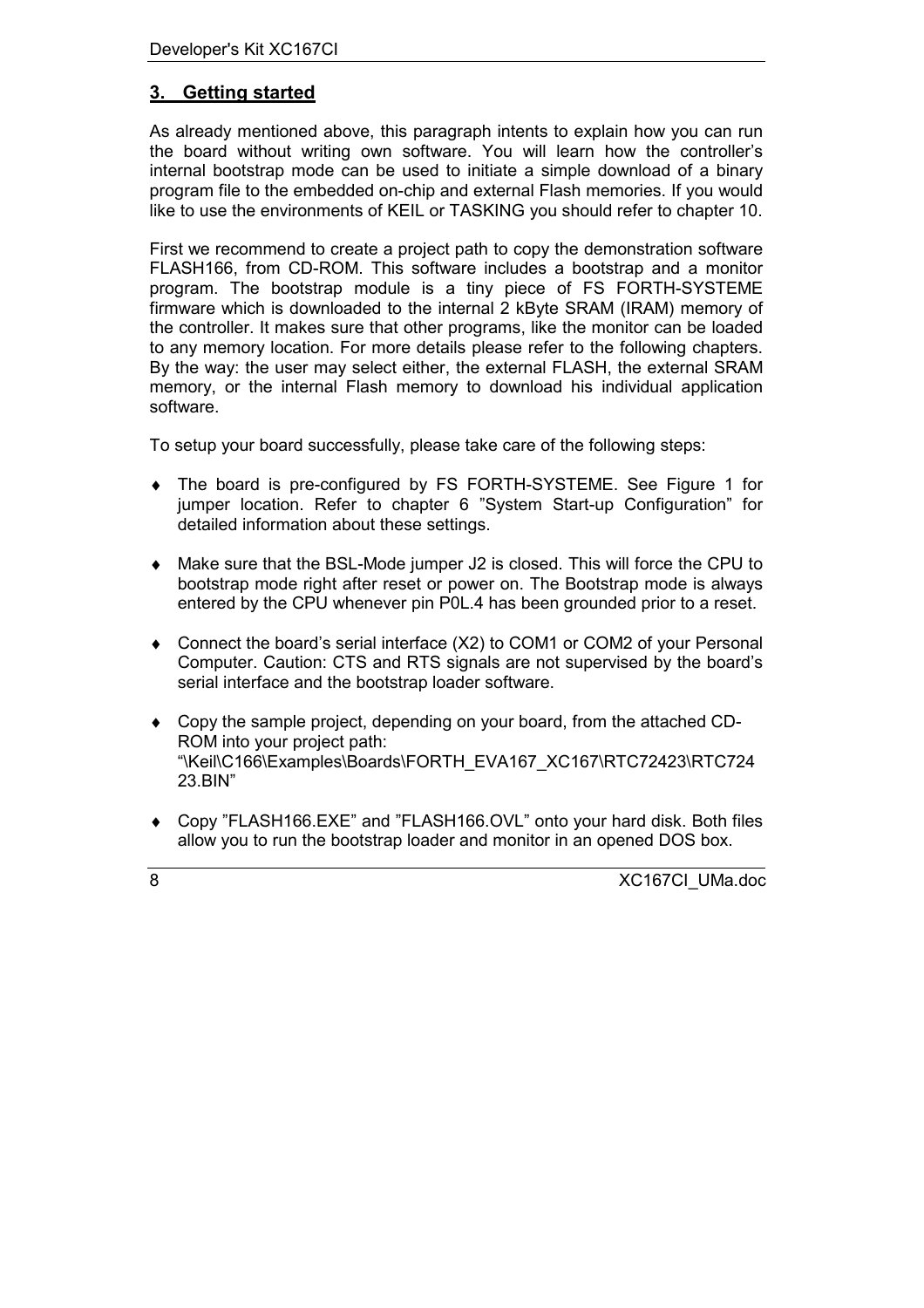## 3. Getting started

As already mentioned above, this paragraph intents to explain how you can run the board without writing own software. You will learn how the controller's internal bootstrap mode can be used to initiate a simple download of a binary program file to the embedded on-chip and external Flash memories. If you would like to use the environments of KEIL or TASKING you should refer to chapter 10.

First we recommend to create a project path to copy the demonstration software FLASH166, from CD-ROM. This software includes a bootstrap and a monitor program. The bootstrap module is a tiny piece of FS FORTH-SYSTEME firmware which is downloaded to the internal 2 kByte SRAM (IRAM) memory of the controller. It makes sure that other programs, like the monitor can be loaded to any memory location. For more details please refer to the following chapters. By the way: the user may select either, the external FLASH, the external SRAM memory, or the internal Flash memory to download his individual application software.

To setup your board successfully, please take care of the following steps:

- The board is pre-configured by FS FORTH-SYSTEME. See Figure 1 for jumper location. Refer to chapter 6 "System Start-up Configuration" for detailed information about these settings.
- Make sure that the BSL-Mode jumper J2 is closed. This will force the CPU to bootstrap mode right after reset or power on. The Bootstrap mode is always entered by the CPU whenever pin P0L.4 has been grounded prior to a reset.
- Connect the board's serial interface (X2) to COM1 or COM2 of your Personal Computer. Caution: CTS and RTS signals are not supervised by the board's serial interface and the bootstrap loader software.
- Copy the sample project, depending on your board, from the attached CD-ROM into your project path: "\Keil\C166\Examples\Boards\FORTH_EVA167_XC167\RTC72423\RTC72423.BIN"
- Copy "FLASH166.EXE" and "FLASH166.OVL" onto your hard disk. Both files allow you to run the bootstrap loader and monitor in an opened DOS box.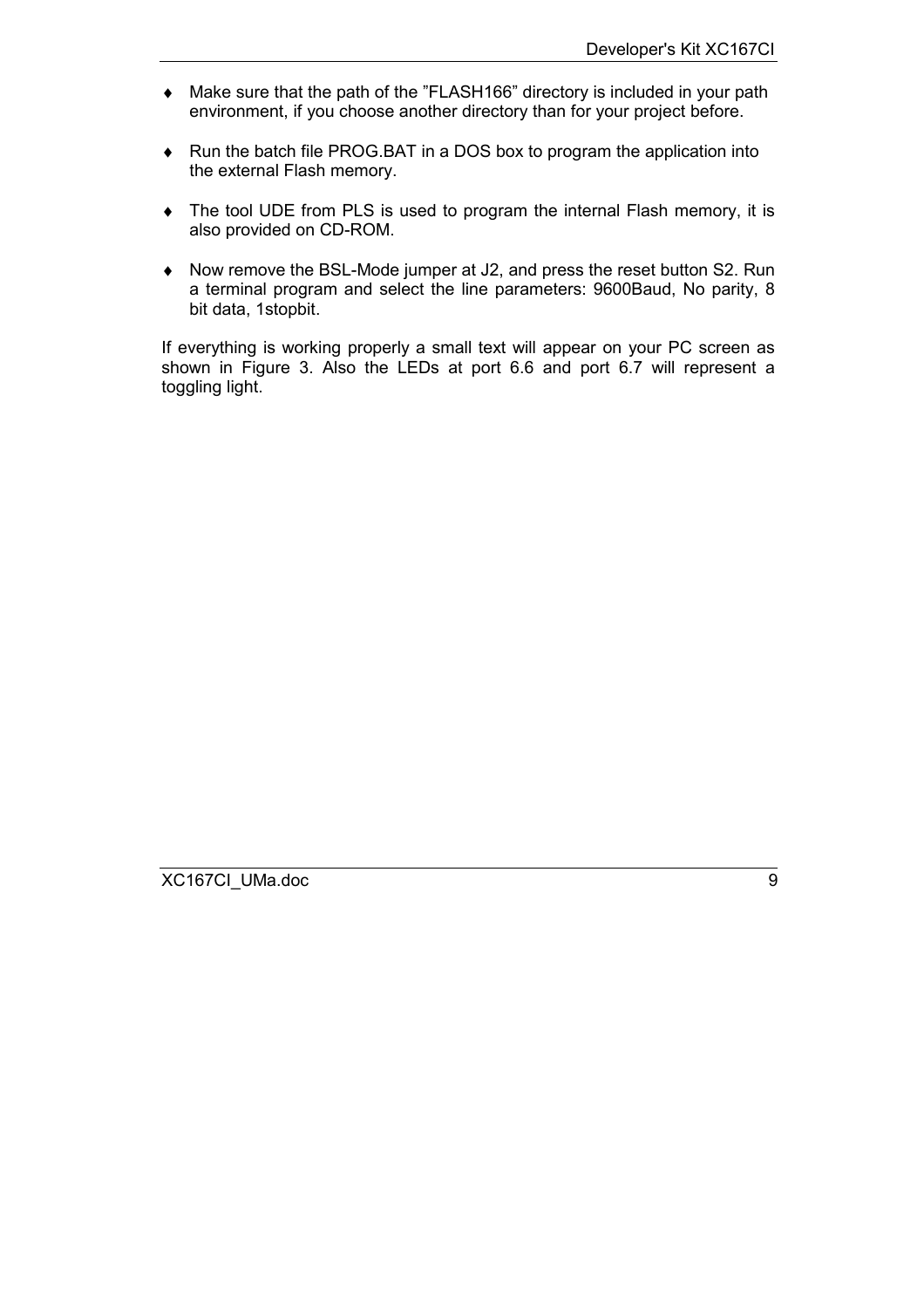- Make sure that the path of the ”FLASH166” directory is included in your path environment, if you choose another directory than for your project before.
- Run the batch file PROG.BAT in a DOS box to program the application into the external Flash memory.
- The tool UDE from PLS is used to program the internal Flash memory, it is also provided on CD-ROM.
- Now remove the BSL-Mode jumper at J2, and press the reset button S2. Run a terminal program and select the line parameters: 9600Baud, No parity, 8 bit data, 1stopbit.

If everything is working properly a small text will appear on your PC screen as shown in Figure 3. Also the LEDs at port 6.6 and port 6.7 will represent a toggling light.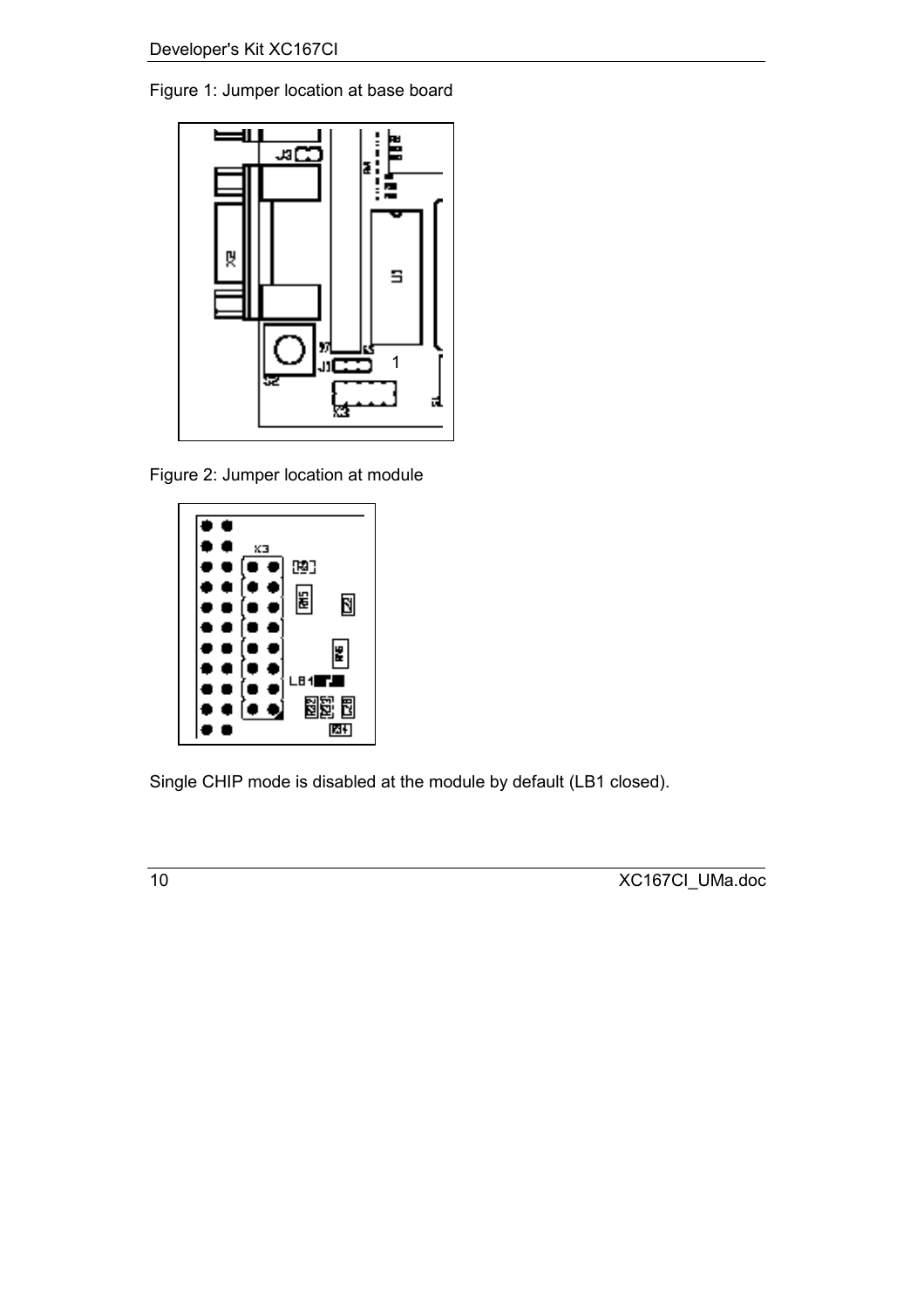Figure 1: Jumper location at base board

Figure 2: Jumper location at module

Single CHIP mode is disabled at the module by default (LB1 closed).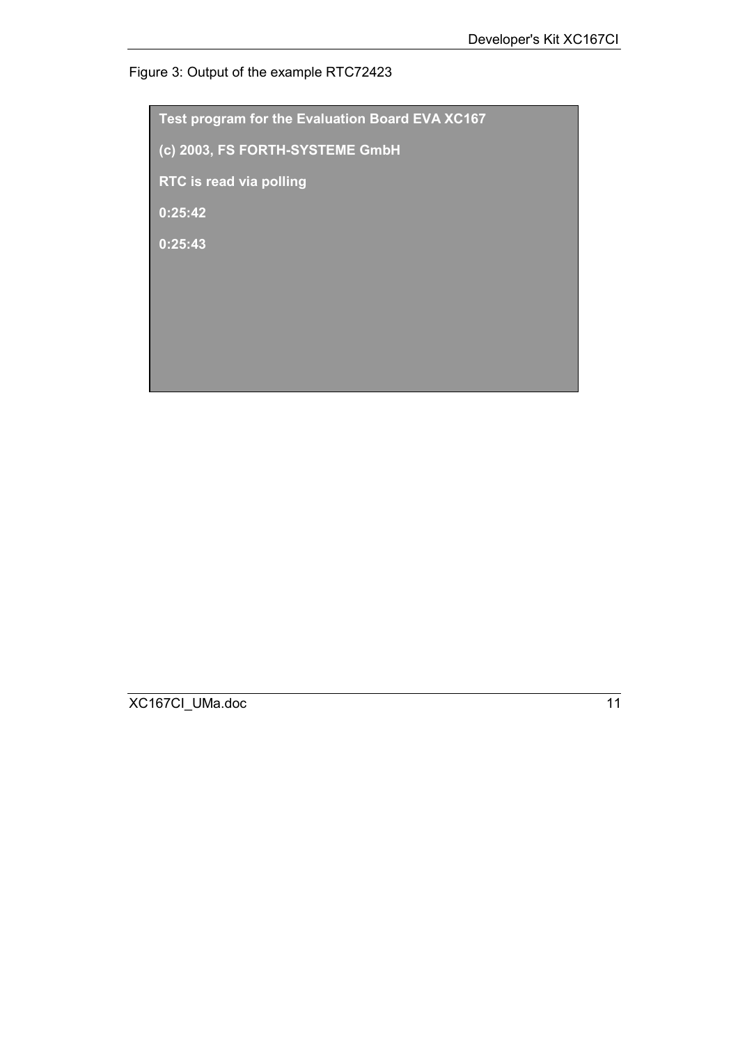Figure 3: Output of the example RTC72423

```
Test program for the Evaluation Board EVA XC167

(c) 2003, FS FORTH-SYSTEME GmbH

RTC is read via polling

0:25:42

0:25:43
```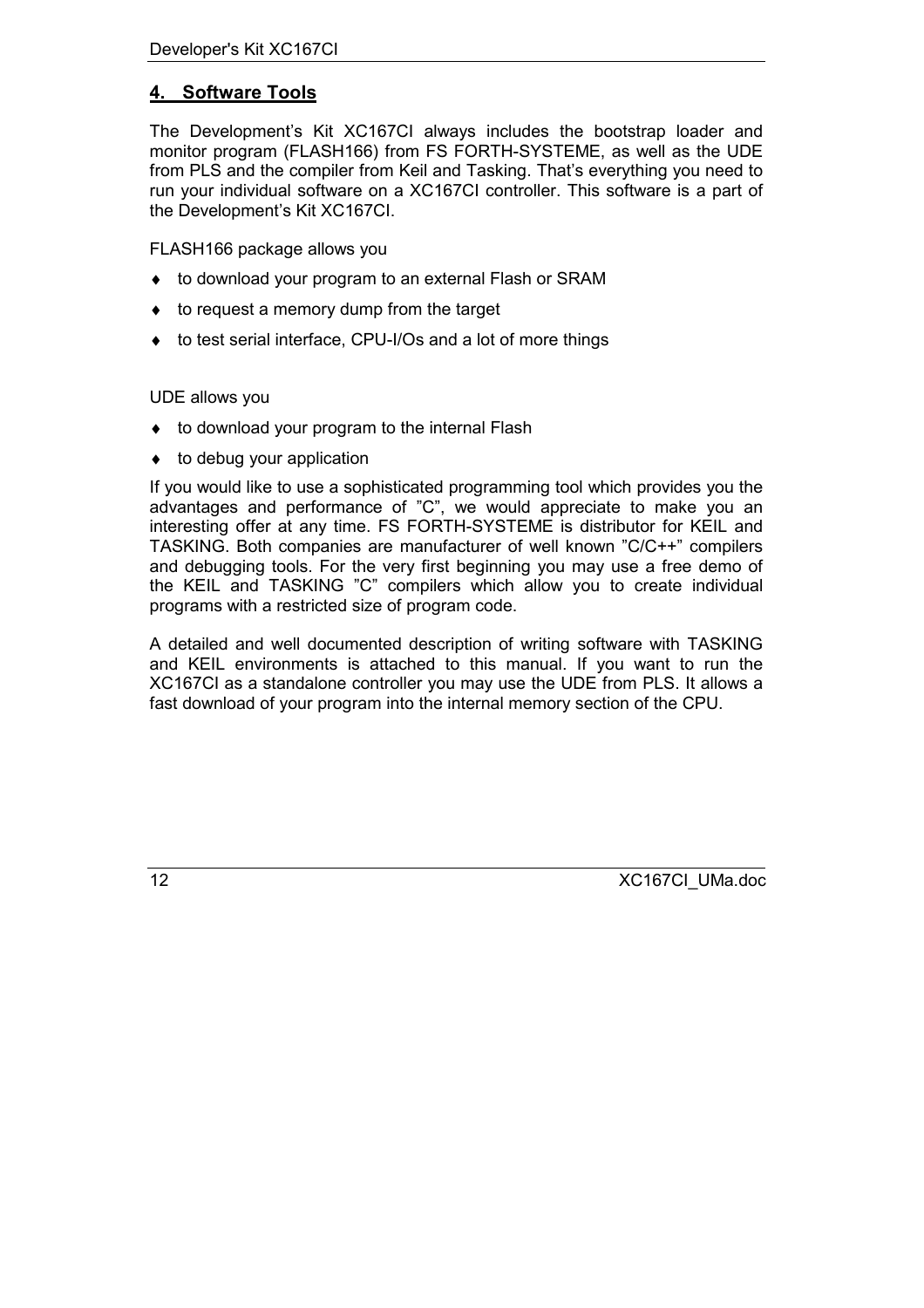## 4. Software Tools

The Development's Kit XC167CI always includes the bootstrap loader and monitor program (FLASH166) from FS FORTH-SYSTEME, as well as the UDE from PLS and the compiler from Keil and Tasking. That's everything you need to run your individual software on a XC167CI controller. This software is a part of the Development's Kit XC167CI.

FLASH166 package allows you

- to download your program to an external Flash or SRAM
- to request a memory dump from the target
- to test serial interface, CPU-I/Os and a lot of more things

UDE allows you

- to download your program to the internal Flash
- to debug your application

If you would like to use a sophisticated programming tool which provides you the advantages and performance of "C", we would appreciate to make you an interesting offer at any time. FS FORTH-SYSTEME is distributor for KEIL and TASKING. Both companies are manufacturer of well known "C/C++" compilers and debugging tools. For the very first beginning you may use a free demo of the KEIL and TASKING "C" compilers which allow you to create individual programs with a restricted size of program code.

A detailed and well documented description of writing software with TASKING and KEIL environments is attached to this manual. If you want to run the XC167CI as a standalone controller you may use the UDE from PLS. It allows a fast download of your program into the internal memory section of the CPU.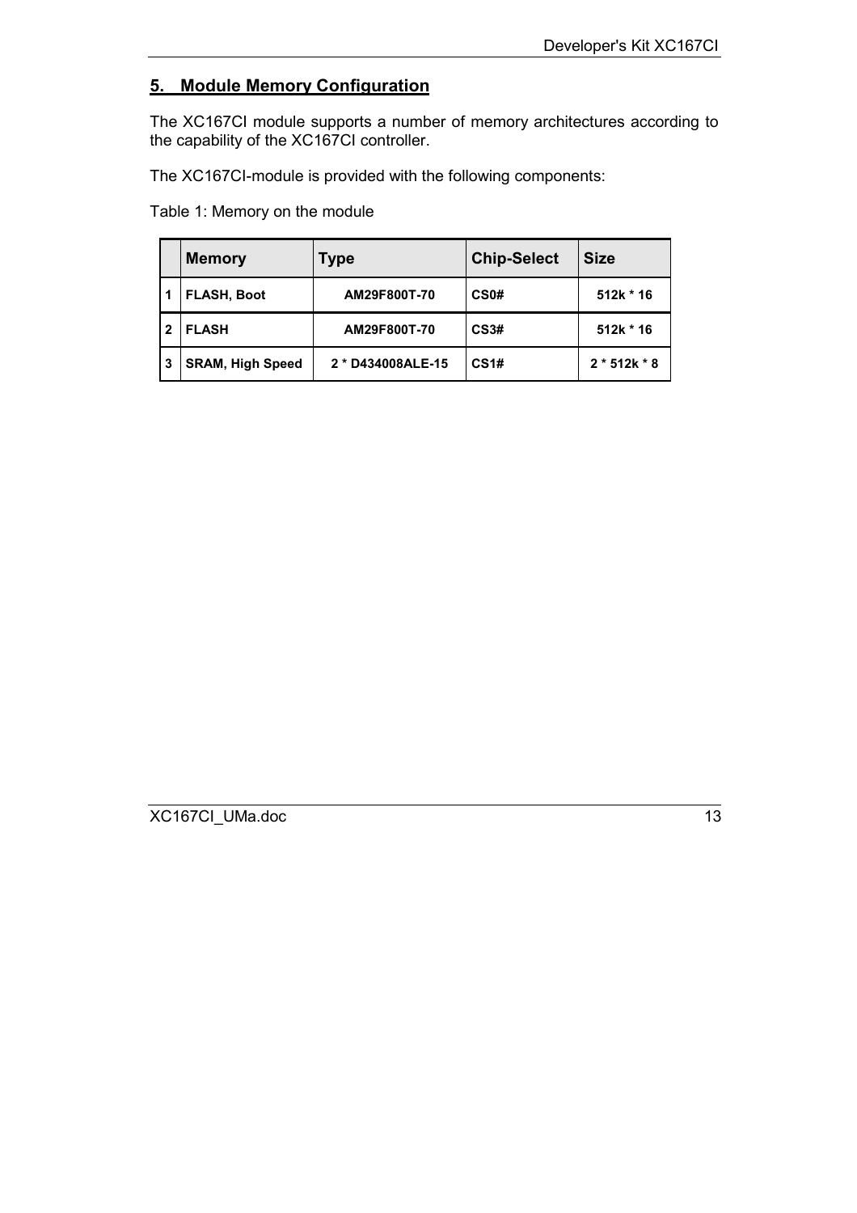## 5. Module Memory Configuration

The XC167CI module supports a number of memory architectures according to the capability of the XC167CI controller.

The XC167CI-module is provided with the following components:

Table 1: Memory on the module

| | Memory | Type | Chip-Select | Size |
|---|---|---|---|---|
| 1 | FLASH, Boot | AM29F800T-70 | CS0# | 512k * 16 |
| 2 | FLASH | AM29F800T-70 | CS3# | 512k * 16 |
| 3 | SRAM, High Speed | 2 * D434008ALE-15 | CS1# | 2 * 512k * 8 |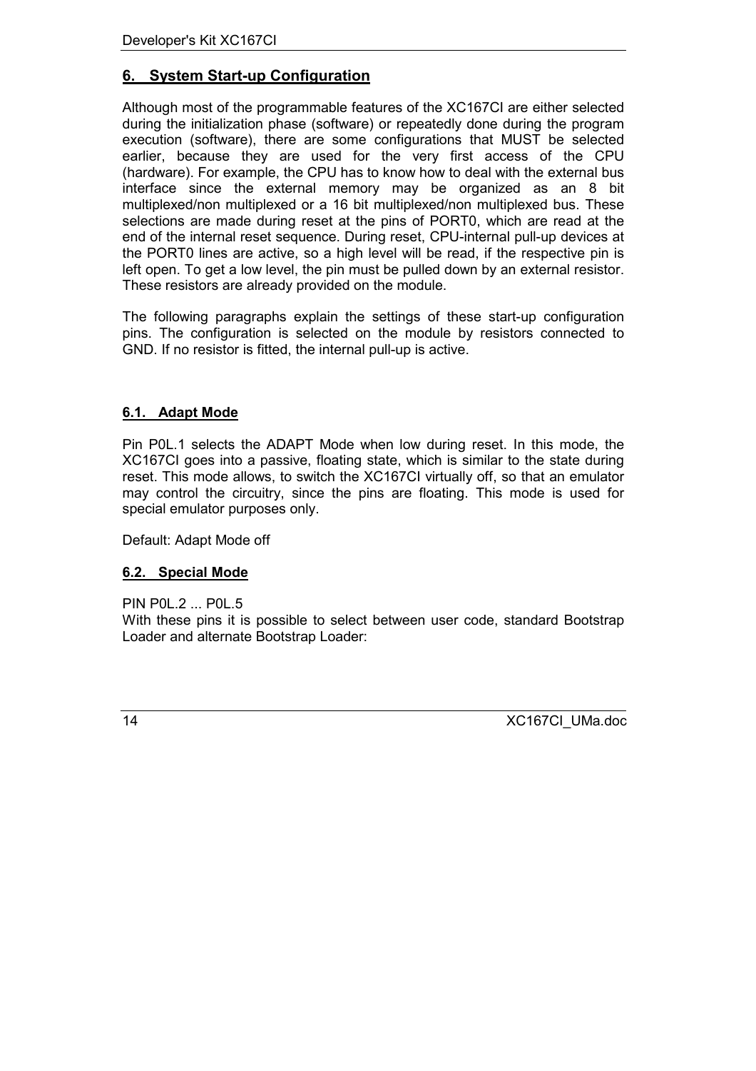## 6. System Start-up Configuration

Although most of the programmable features of the XC167CI are either selected during the initialization phase (software) or repeatedly done during the program execution (software), there are some configurations that MUST be selected earlier, because they are used for the very first access of the CPU (hardware). For example, the CPU has to know how to deal with the external bus interface since the external memory may be organized as an 8 bit multiplexed/non multiplexed or a 16 bit multiplexed/non multiplexed bus. These selections are made during reset at the pins of PORT0, which are read at the end of the internal reset sequence. During reset, CPU-internal pull-up devices at the PORT0 lines are active, so a high level will be read, if the respective pin is left open. To get a low level, the pin must be pulled down by an external resistor. These resistors are already provided on the module.

The following paragraphs explain the settings of these start-up configuration pins. The configuration is selected on the module by resistors connected to GND. If no resistor is fitted, the internal pull-up is active.

### 6.1. Adapt Mode

Pin P0L.1 selects the ADAPT Mode when low during reset. In this mode, the XC167CI goes into a passive, floating state, which is similar to the state during reset. This mode allows, to switch the XC167CI virtually off, so that an emulator may control the circuitry, since the pins are floating. This mode is used for special emulator purposes only.

Default: Adapt Mode off

### 6.2. Special Mode

PIN P0L.2 ... P0L.5
With these pins it is possible to select between user code, standard Bootstrap Loader and alternate Bootstrap Loader: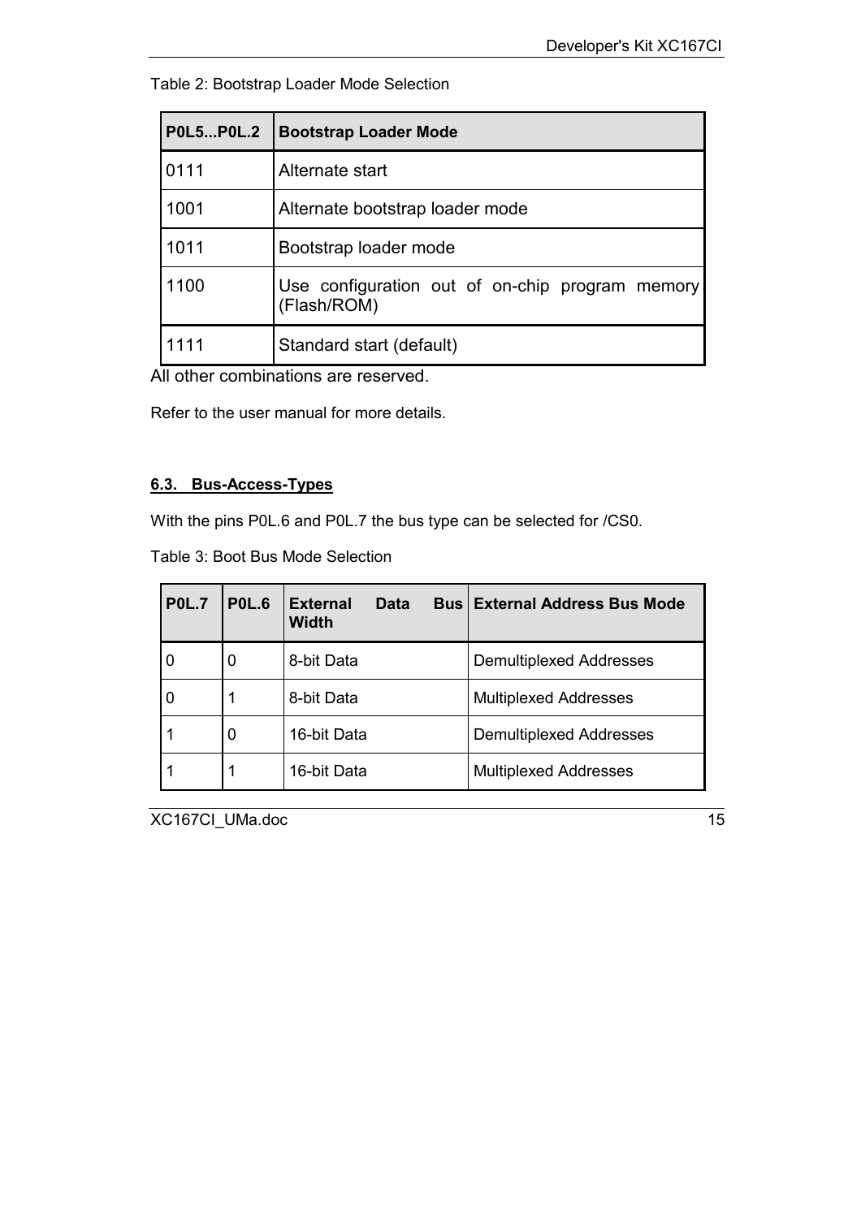Table 2: Bootstrap Loader Mode Selection

| P0L5...P0L.2 | Bootstrap Loader Mode |
| --- | --- |
| 0111 | Alternate start |
| 1001 | Alternate bootstrap loader mode |
| 1011 | Bootstrap loader mode |
| 1100 | Use configuration out of on-chip program memory (Flash/ROM) |
| 1111 | Standard start (default) |

All other combinations are reserved.

Refer to the user manual for more details.

### 6.3. Bus-Access-Types

With the pins P0L.6 and P0L.7 the bus type can be selected for /CS0.

Table 3: Boot Bus Mode Selection

| P0L.7 | P0L.6 | External Data Bus Width | External Address Bus Mode |
| --- | --- | --- | --- |
| 0 | 0 | 8-bit Data | Demultiplexed Addresses |
| 0 | 1 | 8-bit Data | Multiplexed Addresses |
| 1 | 0 | 16-bit Data | Demultiplexed Addresses |
| 1 | 1 | 16-bit Data | Multiplexed Addresses |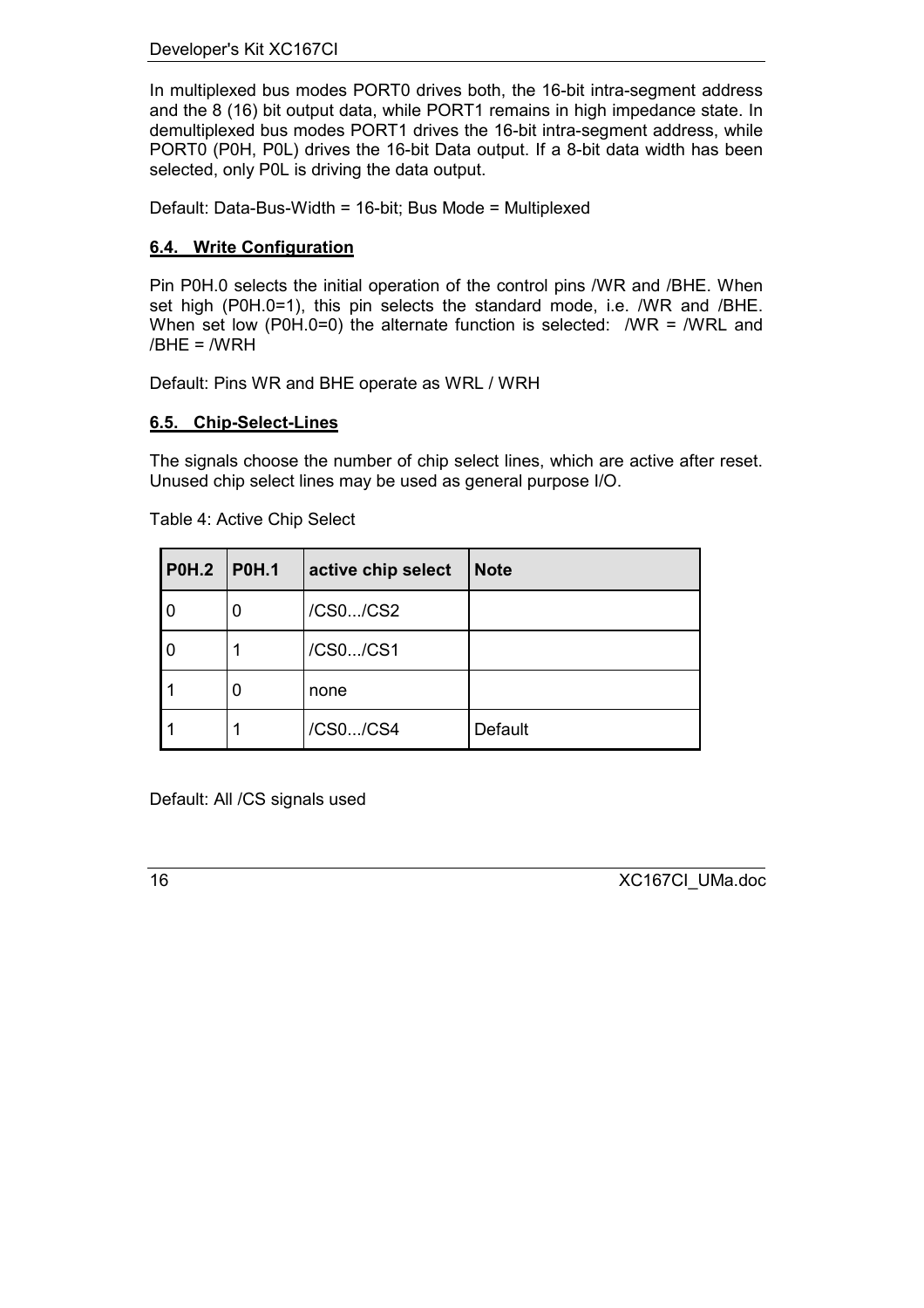In multiplexed bus modes PORT0 drives both, the 16-bit intra-segment address and the 8 (16) bit output data, while PORT1 remains in high impedance state. In demultiplexed bus modes PORT1 drives the 16-bit intra-segment address, while PORT0 (P0H, P0L) drives the 16-bit Data output. If a 8-bit data width has been selected, only P0L is driving the data output.

Default: Data-Bus-Width = 16-bit; Bus Mode = Multiplexed

### 6.4. Write Configuration

Pin P0H.0 selects the initial operation of the control pins /WR and /BHE. When set high (P0H.0=1), this pin selects the standard mode, i.e. /WR and /BHE. When set low (P0H.0=0) the alternate function is selected: /WR = /WRL and /BHE = /WRH

Default: Pins WR and BHE operate as WRL / WRH

### 6.5. Chip-Select-Lines

The signals choose the number of chip select lines, which are active after reset. Unused chip select lines may be used as general purpose I/O.

Table 4: Active Chip Select

| P0H.2 | P0H.1 | active chip select | Note |
|---|---|---|---|
| 0 | 0 | /CS0.../CS2 | |
| 0 | 1 | /CS0.../CS1 | |
| 1 | 0 | none | |
| 1 | 1 | /CS0.../CS4 | Default |

Default: All /CS signals used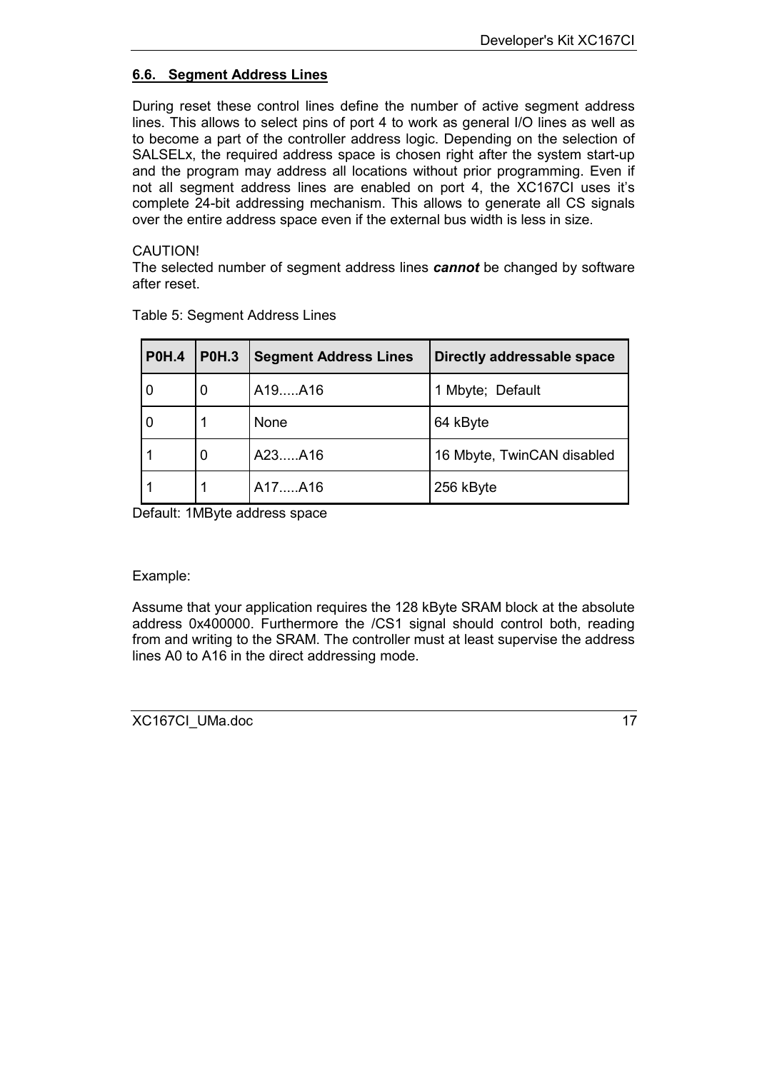### 6.6. Segment Address Lines

During reset these control lines define the number of active segment address lines. This allows to select pins of port 4 to work as general I/O lines as well as to become a part of the controller address logic. Depending on the selection of SALSELx, the required address space is chosen right after the system start-up and the program may address all locations without prior programming. Even if not all segment address lines are enabled on port 4, the XC167CI uses it's complete 24-bit addressing mechanism. This allows to generate all CS signals over the entire address space even if the external bus width is less in size.

CAUTION!
The selected number of segment address lines ***cannot*** be changed by software after reset.

Table 5: Segment Address Lines

| P0H.4 | P0H.3 | Segment Address Lines | Directly addressable space |
|---|---|---|---|
| 0 | 0 | A19.....A16 | 1 Mbyte; Default |
| 0 | 1 | None | 64 kByte |
| 1 | 0 | A23.....A16 | 16 Mbyte, TwinCAN disabled |
| 1 | 1 | A17.....A16 | 256 kByte |

Default: 1MByte address space

Example:

Assume that your application requires the 128 kByte SRAM block at the absolute address 0x400000. Furthermore the /CS1 signal should control both, reading from and writing to the SRAM. The controller must at least supervise the address lines A0 to A16 in the direct addressing mode.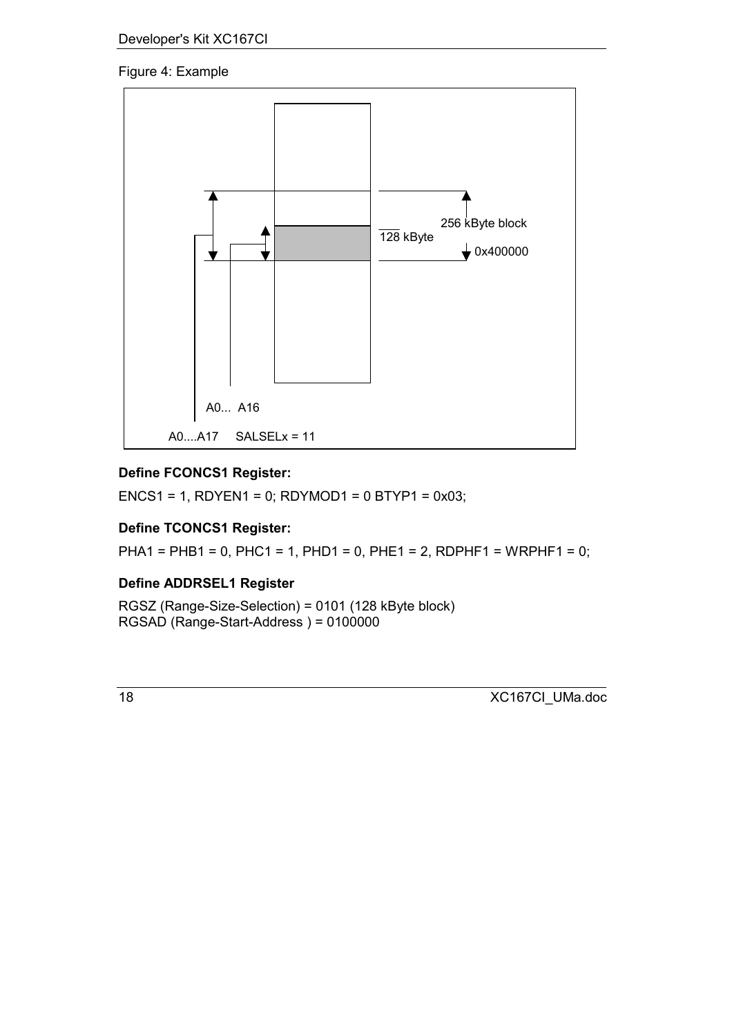Figure 4: Example

256 kByte block

128 kByte

0x400000

A0... A16

A0....A17 SALSELx = 11

**Define FCONCS1 Register:**

ENCS1 = 1, RDYEN1 = 0; RDYMOD1 = 0 BTYP1 = 0x03;

**Define TCONCS1 Register:**

PHA1 = PHB1 = 0, PHC1 = 1, PHD1 = 0, PHE1 = 2, RDPHF1 = WRPHF1 = 0;

**Define ADDRSEL1 Register**

RGSZ (Range-Size-Selection) = 0101 (128 kByte block)
RGSAD (Range-Start-Address ) = 0100000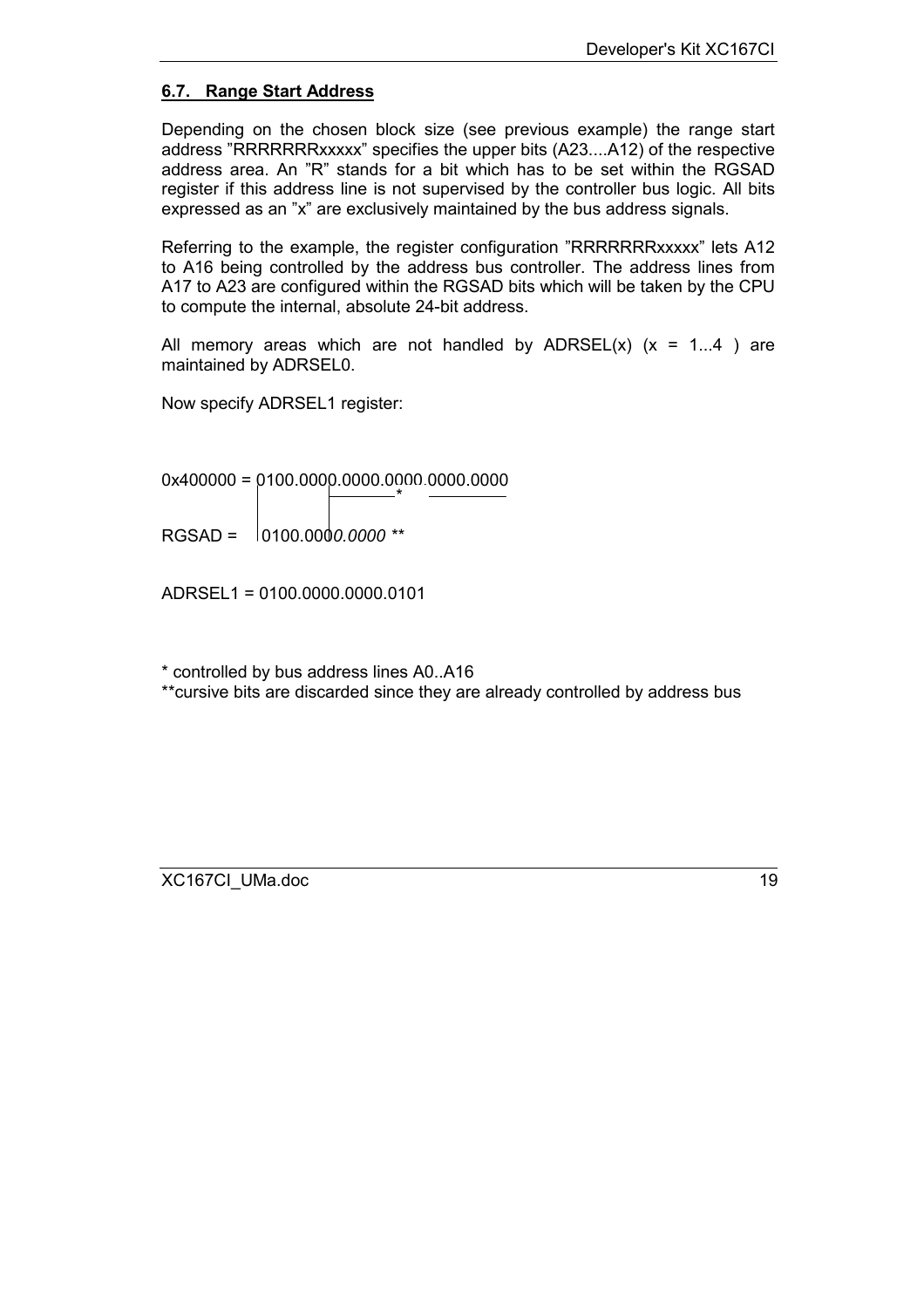## 6.7. Range Start Address

Depending on the chosen block size (see previous example) the range start address "RRRRRRRxxxxx" specifies the upper bits (A23....A12) of the respective address area. An "R" stands for a bit which has to be set within the RGSAD register if this address line is not supervised by the controller bus logic. All bits expressed as an "x" are exclusively maintained by the bus address signals.

Referring to the example, the register configuration "RRRRRRRxxxxx" lets A12 to A16 being controlled by the address bus controller. The address lines from A17 to A23 are configured within the RGSAD bits which will be taken by the CPU to compute the internal, absolute 24-bit address.

All memory areas which are not handled by ADRSEL(x) (x = 1...4 ) are maintained by ADRSEL0.

Now specify ADRSEL1 register:

```
0x400000 = 0100.0000.0000.0000.0000.0000
                        *

RGSAD =    0100.0000.0000 **

ADRSEL1 = 0100.0000.0000.0101
```

\* controlled by bus address lines A0..A16

\*\*cursive bits are discarded since they are already controlled by address bus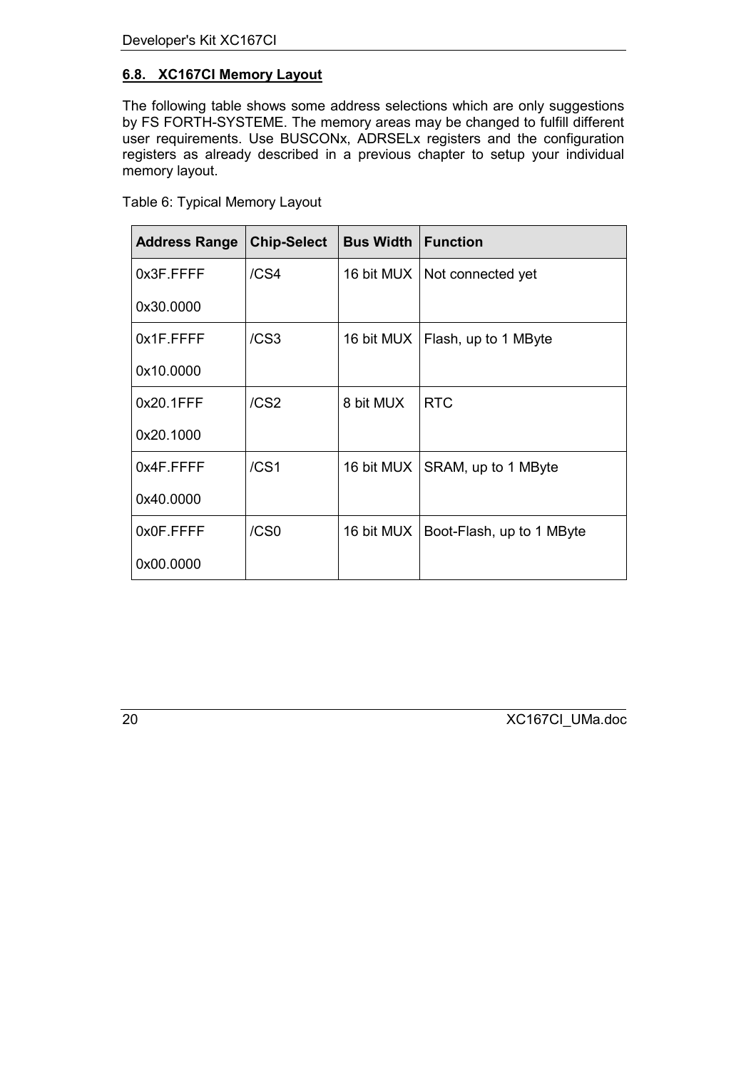### 6.8. XC167CI Memory Layout

The following table shows some address selections which are only suggestions by FS FORTH-SYSTEME. The memory areas may be changed to fulfill different user requirements. Use BUSCONx, ADRSELx registers and the configuration registers as already described in a previous chapter to setup your individual memory layout.

Table 6: Typical Memory Layout

| Address Range | Chip-Select | Bus Width | Function |
|---|---|---|---|
| 0x3F.FFFF<br>0x30.0000 | /CS4 | 16 bit MUX | Not connected yet |
| 0x1F.FFFF<br>0x10.0000 | /CS3 | 16 bit MUX | Flash, up to 1 MByte |
| 0x20.1FFF<br>0x20.1000 | /CS2 | 8 bit MUX | RTC |
| 0x4F.FFFF<br>0x40.0000 | /CS1 | 16 bit MUX | SRAM, up to 1 MByte |
| 0x0F.FFFF<br>0x00.0000 | /CS0 | 16 bit MUX | Boot-Flash, up to 1 MByte |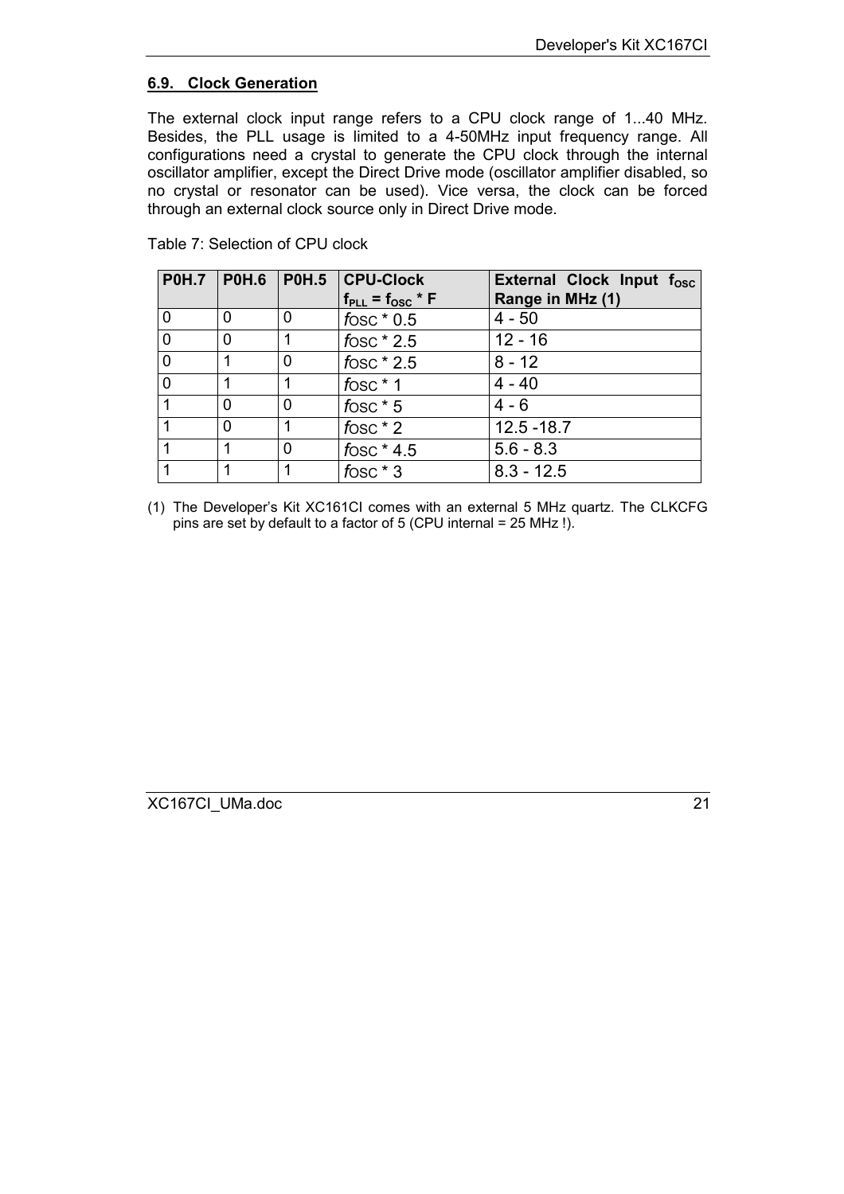## 6.9. Clock Generation

The external clock input range refers to a CPU clock range of 1...40 MHz. Besides, the PLL usage is limited to a 4-50MHz input frequency range. All configurations need a crystal to generate the CPU clock through the internal oscillator amplifier, except the Direct Drive mode (oscillator amplifier disabled, so no crystal or resonator can be used). Vice versa, the clock can be forced through an external clock source only in Direct Drive mode.

Table 7: Selection of CPU clock

| P0H.7 | P0H.6 | P0H.5 | CPU-Clock $f_{PLL} = f_{OSC} * F$ | External Clock Input $f_{OSC}$ Range in MHz (1) |
|---|---|---|---|---|
| 0 | 0 | 0 | $f_{OSC}$ * 0.5 | 4 - 50 |
| 0 | 0 | 1 | $f_{OSC}$ * 2.5 | 12 - 16 |
| 0 | 1 | 0 | $f_{OSC}$ * 2.5 | 8 - 12 |
| 0 | 1 | 1 | $f_{OSC}$ * 1 | 4 - 40 |
| 1 | 0 | 0 | $f_{OSC}$ * 5 | 4 - 6 |
| 1 | 0 | 1 | $f_{OSC}$ * 2 | 12.5 -18.7 |
| 1 | 1 | 0 | $f_{OSC}$ * 4.5 | 5.6 - 8.3 |
| 1 | 1 | 1 | $f_{OSC}$ * 3 | 8.3 - 12.5 |

(1) The Developer's Kit XC161CI comes with an external 5 MHz quartz. The CLKCFG pins are set by default to a factor of 5 (CPU internal = 25 MHz !).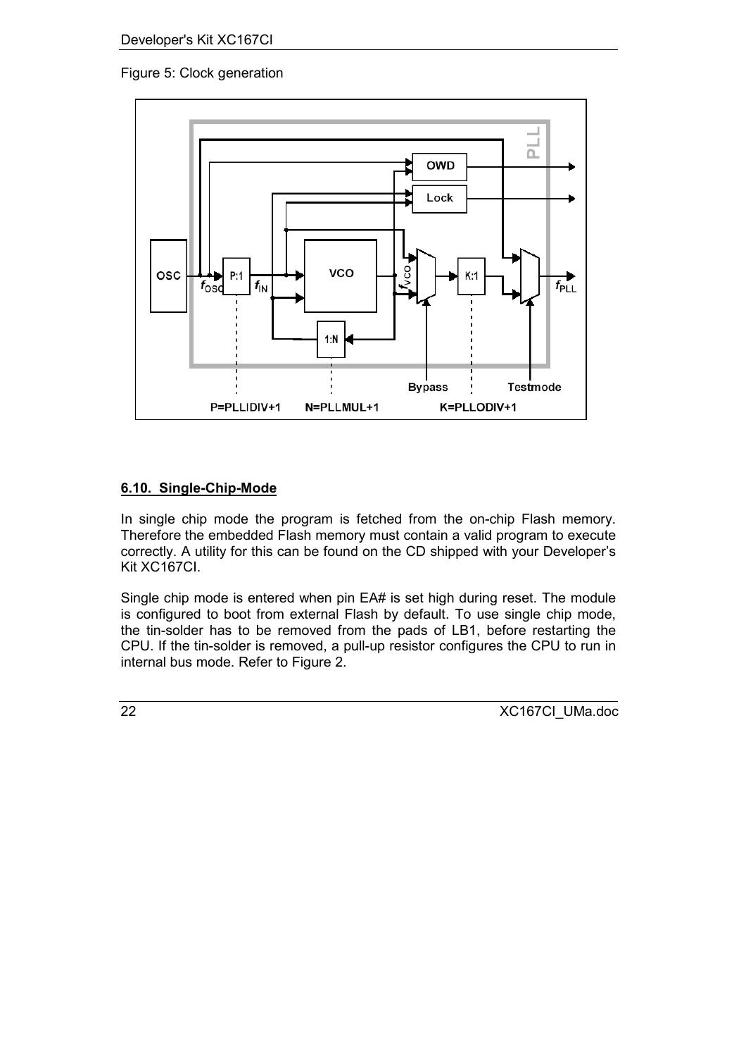Figure 5: Clock generation

## 6.10. Single-Chip-Mode

In single chip mode the program is fetched from the on-chip Flash memory. Therefore the embedded Flash memory must contain a valid program to execute correctly. A utility for this can be found on the CD shipped with your Developer's Kit XC167CI.

Single chip mode is entered when pin EA# is set high during reset. The module is configured to boot from external Flash by default. To use single chip mode, the tin-solder has to be removed from the pads of LB1, before restarting the CPU. If the tin-solder is removed, a pull-up resistor configures the CPU to run in internal bus mode. Refer to Figure 2.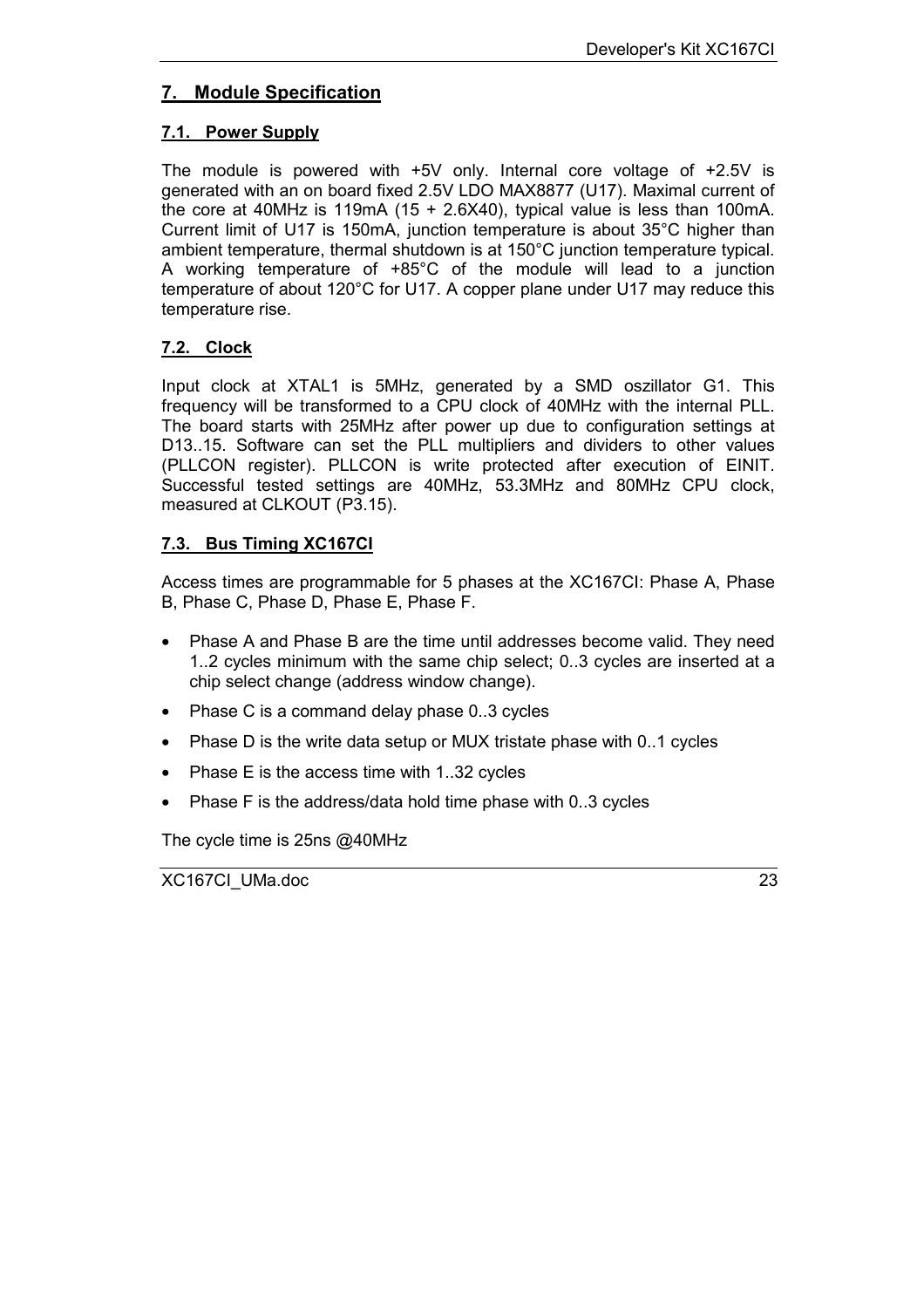# 7. Module Specification

## 7.1. Power Supply

The module is powered with +5V only. Internal core voltage of +2.5V is generated with an on board fixed 2.5V LDO MAX8877 (U17). Maximal current of the core at 40MHz is 119mA (15 + 2.6X40), typical value is less than 100mA. Current limit of U17 is 150mA, junction temperature is about 35°C higher than ambient temperature, thermal shutdown is at 150°C junction temperature typical. A working temperature of +85°C of the module will lead to a junction temperature of about 120°C for U17. A copper plane under U17 may reduce this temperature rise.

## 7.2. Clock

Input clock at XTAL1 is 5MHz, generated by a SMD oszillator G1. This frequency will be transformed to a CPU clock of 40MHz with the internal PLL. The board starts with 25MHz after power up due to configuration settings at D13..15. Software can set the PLL multipliers and dividers to other values (PLLCON register). PLLCON is write protected after execution of EINIT. Successful tested settings are 40MHz, 53.3MHz and 80MHz CPU clock, measured at CLKOUT (P3.15).

## 7.3. Bus Timing XC167CI

Access times are programmable for 5 phases at the XC167CI: Phase A, Phase B, Phase C, Phase D, Phase E, Phase F.

- Phase A and Phase B are the time until addresses become valid. They need 1..2 cycles minimum with the same chip select; 0..3 cycles are inserted at a chip select change (address window change).
- Phase C is a command delay phase 0..3 cycles
- Phase D is the write data setup or MUX tristate phase with 0..1 cycles
- Phase E is the access time with 1..32 cycles
- Phase F is the address/data hold time phase with 0..3 cycles

The cycle time is 25ns @40MHz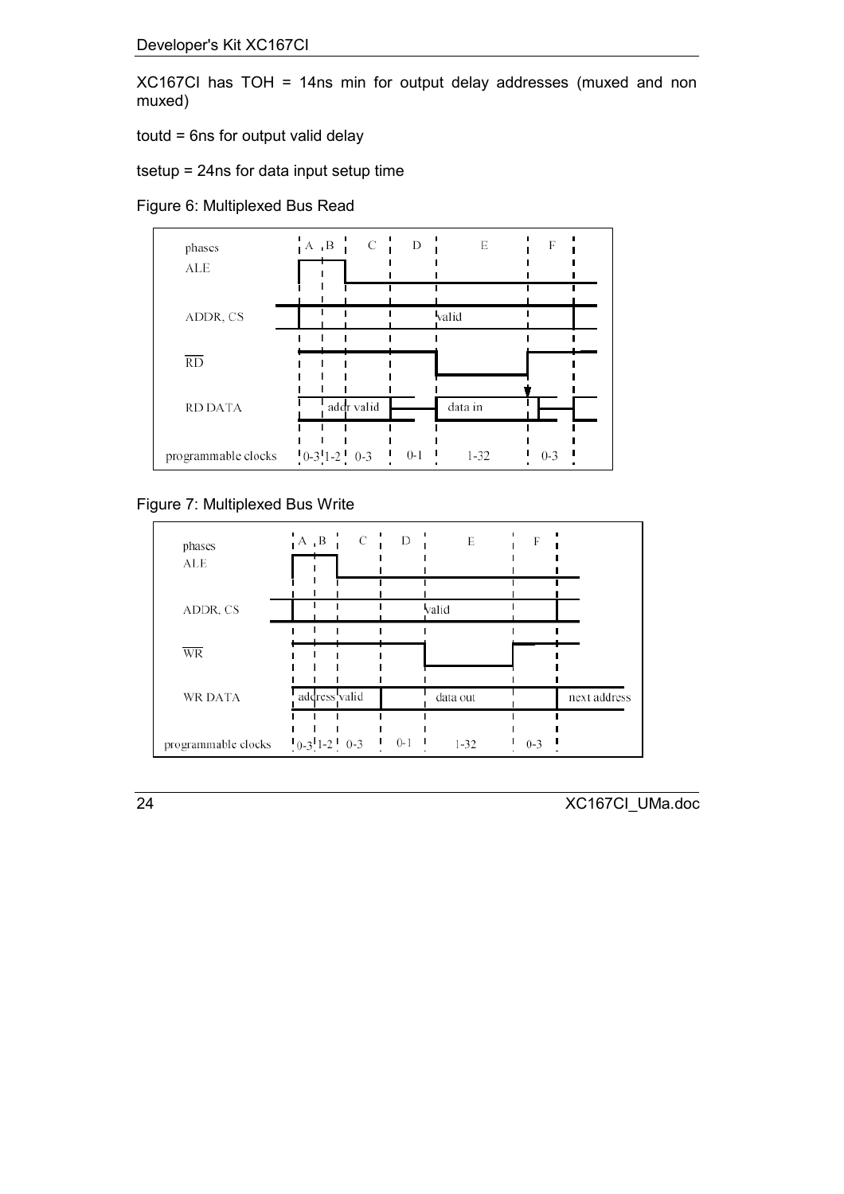XC167CI has TOH = 14ns min for output delay addresses (muxed and non muxed)

toutd = 6ns for output valid delay

tsetup = 24ns for data input setup time

Figure 6: Multiplexed Bus Read

Figure 7: Multiplexed Bus Write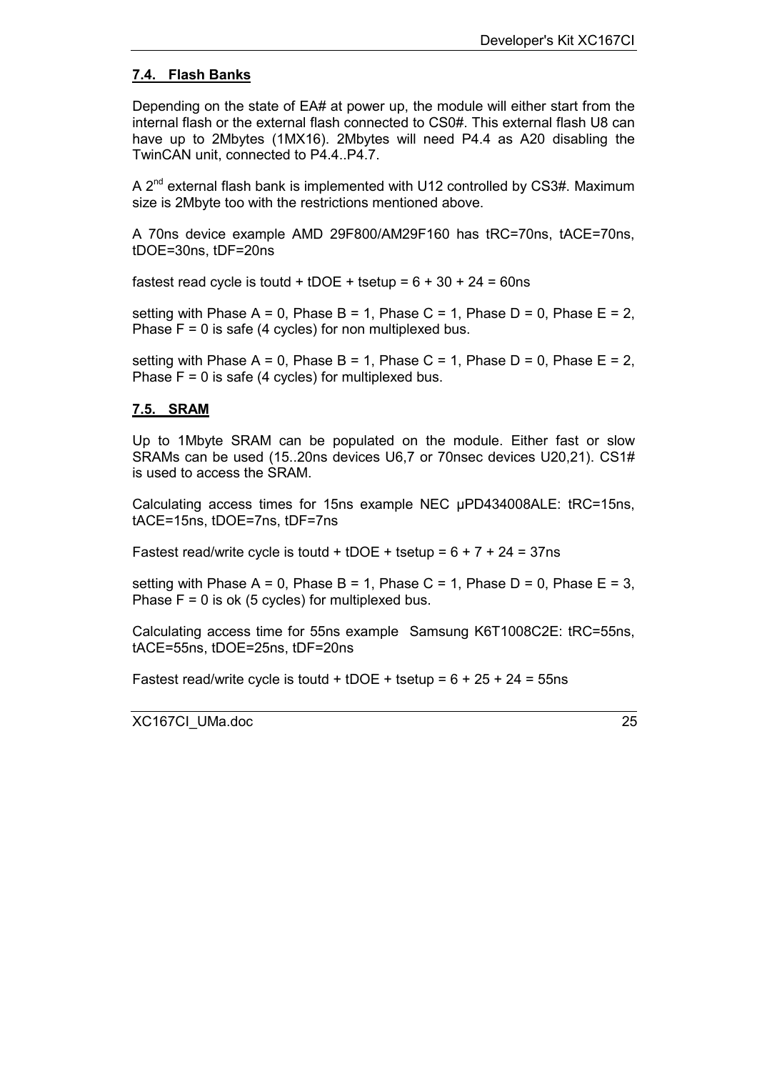## 7.4. Flash Banks

Depending on the state of EA# at power up, the module will either start from the internal flash or the external flash connected to CS0#. This external flash U8 can have up to 2Mbytes (1MX16). 2Mbytes will need P4.4 as A20 disabling the TwinCAN unit, connected to P4.4..P4.7.

A 2[nd] external flash bank is implemented with U12 controlled by CS3#. Maximum size is 2Mbyte too with the restrictions mentioned above.

A 70ns device example AMD 29F800/AM29F160 has tRC=70ns, tACE=70ns, tDOE=30ns, tDF=20ns

fastest read cycle is toutd + tDOE + tsetup = 6 + 30 + 24 = 60ns

setting with Phase A = 0, Phase B = 1, Phase C = 1, Phase D = 0, Phase E = 2, Phase F = 0 is safe (4 cycles) for non multiplexed bus.

setting with Phase A = 0, Phase B = 1, Phase C = 1, Phase D = 0, Phase E = 2, Phase F = 0 is safe (4 cycles) for multiplexed bus.

## 7.5. SRAM

Up to 1Mbyte SRAM can be populated on the module. Either fast or slow SRAMs can be used (15..20ns devices U6,7 or 70nsec devices U20,21). CS1# is used to access the SRAM.

Calculating access times for 15ns example NEC µPD434008ALE: tRC=15ns, tACE=15ns, tDOE=7ns, tDF=7ns

Fastest read/write cycle is toutd + tDOE + tsetup = 6 + 7 + 24 = 37ns

setting with Phase A = 0, Phase B = 1, Phase C = 1, Phase D = 0, Phase E = 3, Phase F = 0 is ok (5 cycles) for multiplexed bus.

Calculating access time for 55ns example Samsung K6T1008C2E: tRC=55ns, tACE=55ns, tDOE=25ns, tDF=20ns

Fastest read/write cycle is toutd + tDOE + tsetup = 6 + 25 + 24 = 55ns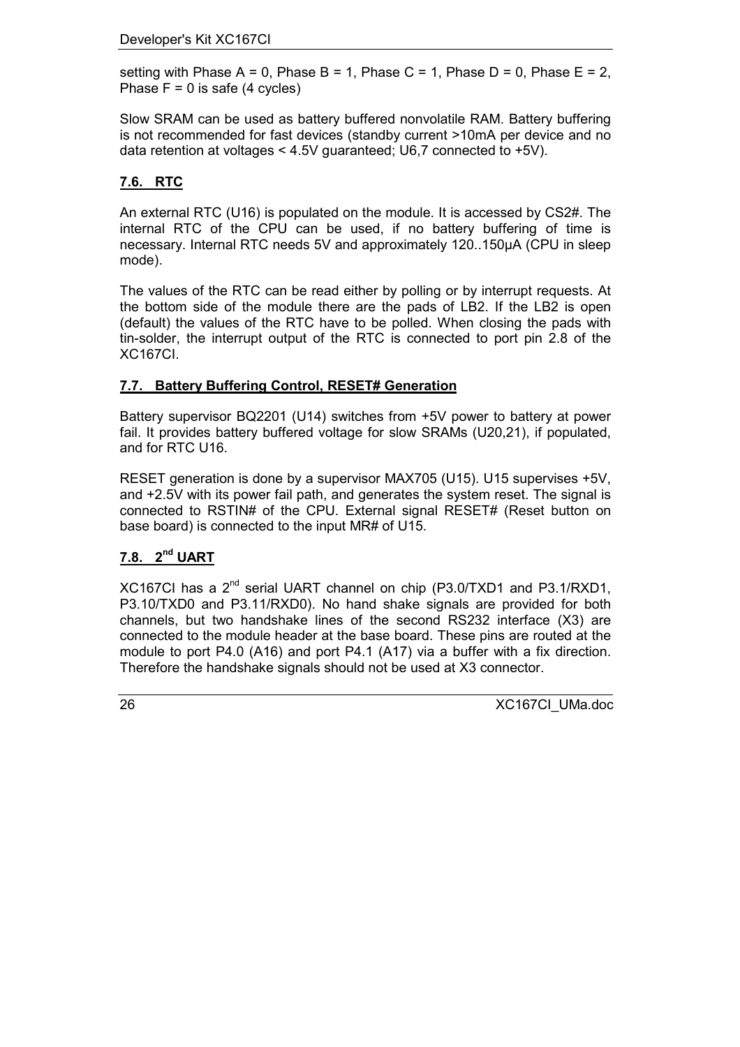setting with Phase A = 0, Phase B = 1, Phase C = 1, Phase D = 0, Phase E = 2, Phase F = 0 is safe (4 cycles)

Slow SRAM can be used as battery buffered nonvolatile RAM. Battery buffering is not recommended for fast devices (standby current >10mA per device and no data retention at voltages < 4.5V guaranteed; U6,7 connected to +5V).

## 7.6. RTC

An external RTC (U16) is populated on the module. It is accessed by CS2#. The internal RTC of the CPU can be used, if no battery buffering of time is necessary. Internal RTC needs 5V and approximately 120..150µA (CPU in sleep mode).

The values of the RTC can be read either by polling or by interrupt requests. At the bottom side of the module there are the pads of LB2. If the LB2 is open (default) the values of the RTC have to be polled. When closing the pads with tin-solder, the interrupt output of the RTC is connected to port pin 2.8 of the XC167CI.

## 7.7. Battery Buffering Control, RESET# Generation

Battery supervisor BQ2201 (U14) switches from +5V power to battery at power fail. It provides battery buffered voltage for slow SRAMs (U20,21), if populated, and for RTC U16.

RESET generation is done by a supervisor MAX705 (U15). U15 supervises +5V, and +2.5V with its power fail path, and generates the system reset. The signal is connected to RSTIN# of the CPU. External signal RESET# (Reset button on base board) is connected to the input MR# of U15.

## 7.8. 2nd UART

XC167CI has a 2nd serial UART channel on chip (P3.0/TXD1 and P3.1/RXD1, P3.10/TXD0 and P3.11/RXD0). No hand shake signals are provided for both channels, but two handshake lines of the second RS232 interface (X3) are connected to the module header at the base board. These pins are routed at the module to port P4.0 (A16) and port P4.1 (A17) via a buffer with a fix direction. Therefore the handshake signals should not be used at X3 connector.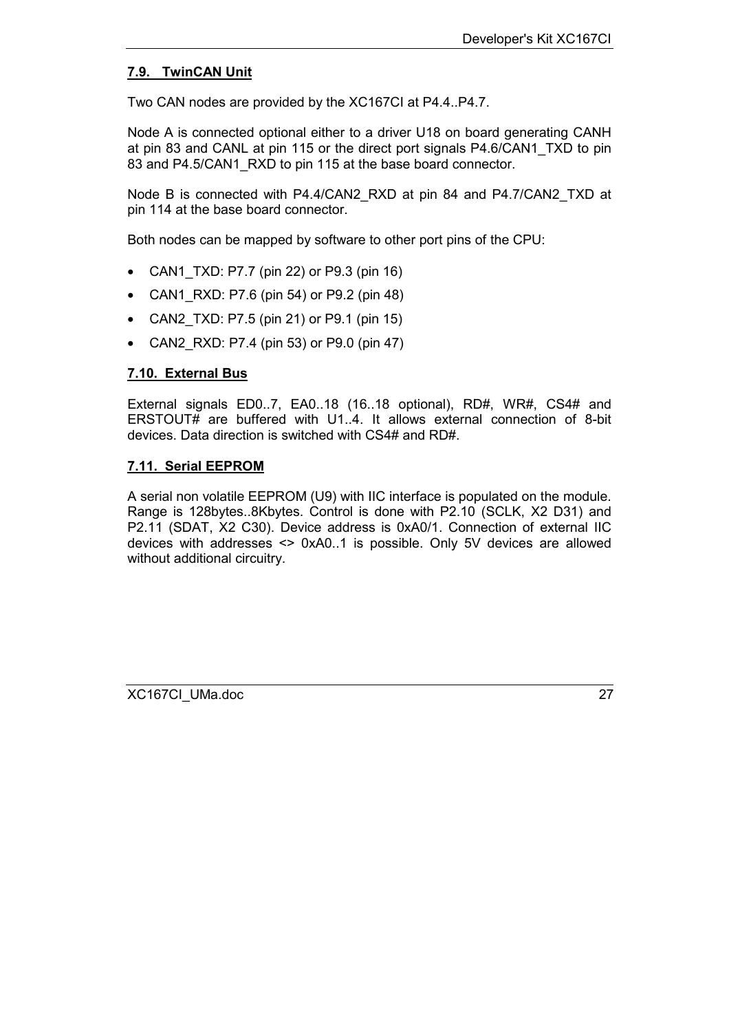### 7.9. TwinCAN Unit

Two CAN nodes are provided by the XC167CI at P4.4..P4.7.

Node A is connected optional either to a driver U18 on board generating CANH at pin 83 and CANL at pin 115 or the direct port signals P4.6/CAN1_TXD to pin 83 and P4.5/CAN1_RXD to pin 115 at the base board connector.

Node B is connected with P4.4/CAN2_RXD at pin 84 and P4.7/CAN2_TXD at pin 114 at the base board connector.

Both nodes can be mapped by software to other port pins of the CPU:

- CAN1_TXD: P7.7 (pin 22) or P9.3 (pin 16)
- CAN1_RXD: P7.6 (pin 54) or P9.2 (pin 48)
- CAN2_TXD: P7.5 (pin 21) or P9.1 (pin 15)
- CAN2_RXD: P7.4 (pin 53) or P9.0 (pin 47)

### 7.10. External Bus

External signals ED0..7, EA0..18 (16..18 optional), RD#, WR#, CS4# and ERSTOUT# are buffered with U1..4. It allows external connection of 8-bit devices. Data direction is switched with CS4# and RD#.

### 7.11. Serial EEPROM

A serial non volatile EEPROM (U9) with IIC interface is populated on the module. Range is 128bytes..8Kbytes. Control is done with P2.10 (SCLK, X2 D31) and P2.11 (SDAT, X2 C30). Device address is 0xA0/1. Connection of external IIC devices with addresses <> 0xA0..1 is possible. Only 5V devices are allowed without additional circuitry.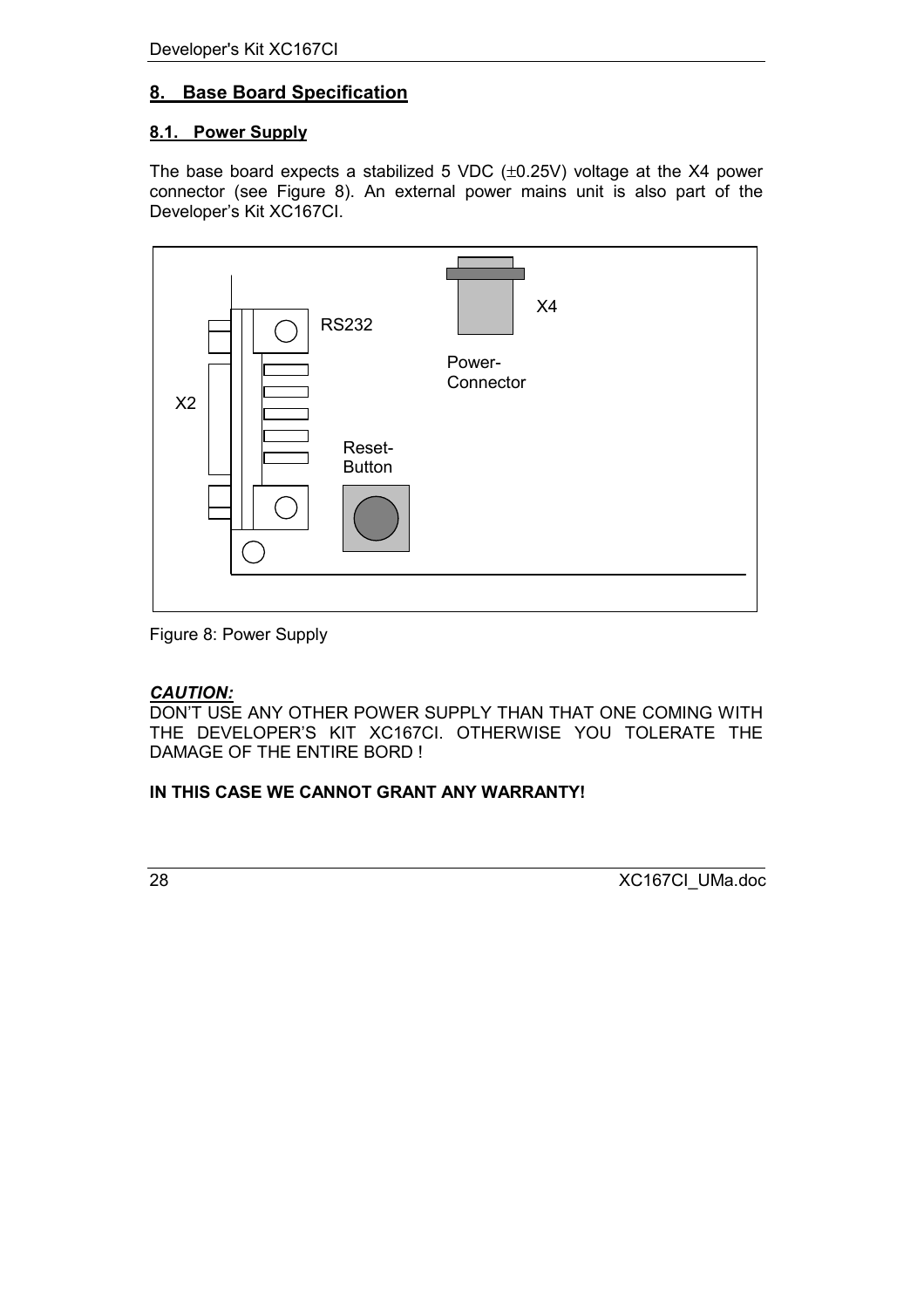## 8. Base Board Specification

### 8.1. Power Supply

The base board expects a stabilized 5 VDC (±0.25V) voltage at the X4 power connector (see Figure 8). An external power mains unit is also part of the Developer's Kit XC167CI.

Figure 8: Power Supply

***CAUTION:***
DON'T USE ANY OTHER POWER SUPPLY THAN THAT ONE COMING WITH THE DEVELOPER'S KIT XC167CI. OTHERWISE YOU TOLERATE THE DAMAGE OF THE ENTIRE BORD !

**IN THIS CASE WE CANNOT GRANT ANY WARRANTY!**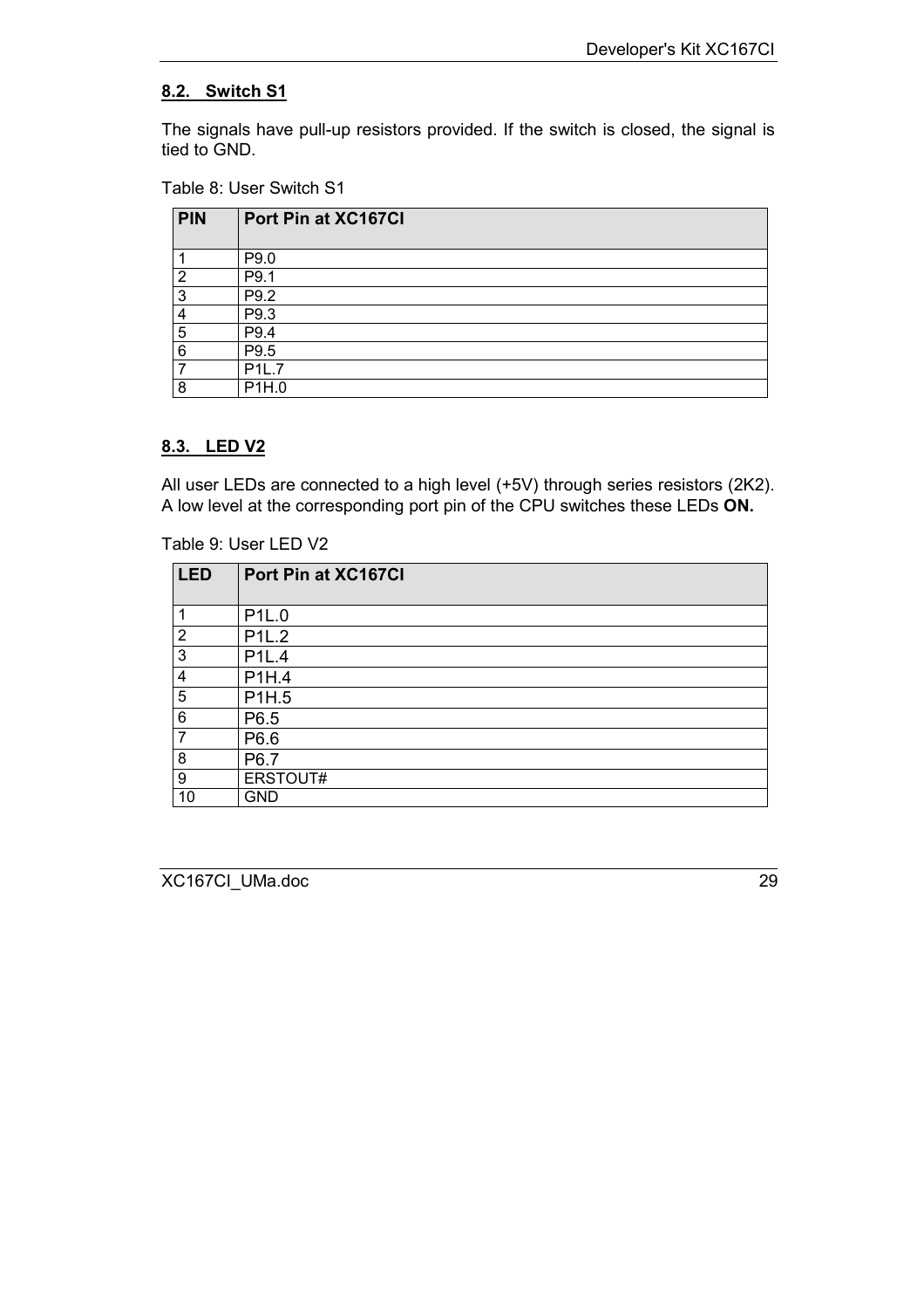### 8.2. Switch S1

The signals have pull-up resistors provided. If the switch is closed, the signal is tied to GND.

Table 8: User Switch S1

| PIN | Port Pin at XC167CI |
|---|---|
| 1 | P9.0 |
| 2 | P9.1 |
| 3 | P9.2 |
| 4 | P9.3 |
| 5 | P9.4 |
| 6 | P9.5 |
| 7 | P1L.7 |
| 8 | P1H.0 |

### 8.3. LED V2

All user LEDs are connected to a high level (+5V) through series resistors (2K2). A low level at the corresponding port pin of the CPU switches these LEDs **ON.**

Table 9: User LED V2

| LED | Port Pin at XC167CI |
|---|---|
| 1 | P1L.0 |
| 2 | P1L.2 |
| 3 | P1L.4 |
| 4 | P1H.4 |
| 5 | P1H.5 |
| 6 | P6.5 |
| 7 | P6.6 |
| 8 | P6.7 |
| 9 | ERSTOUT# |
| 10 | GND |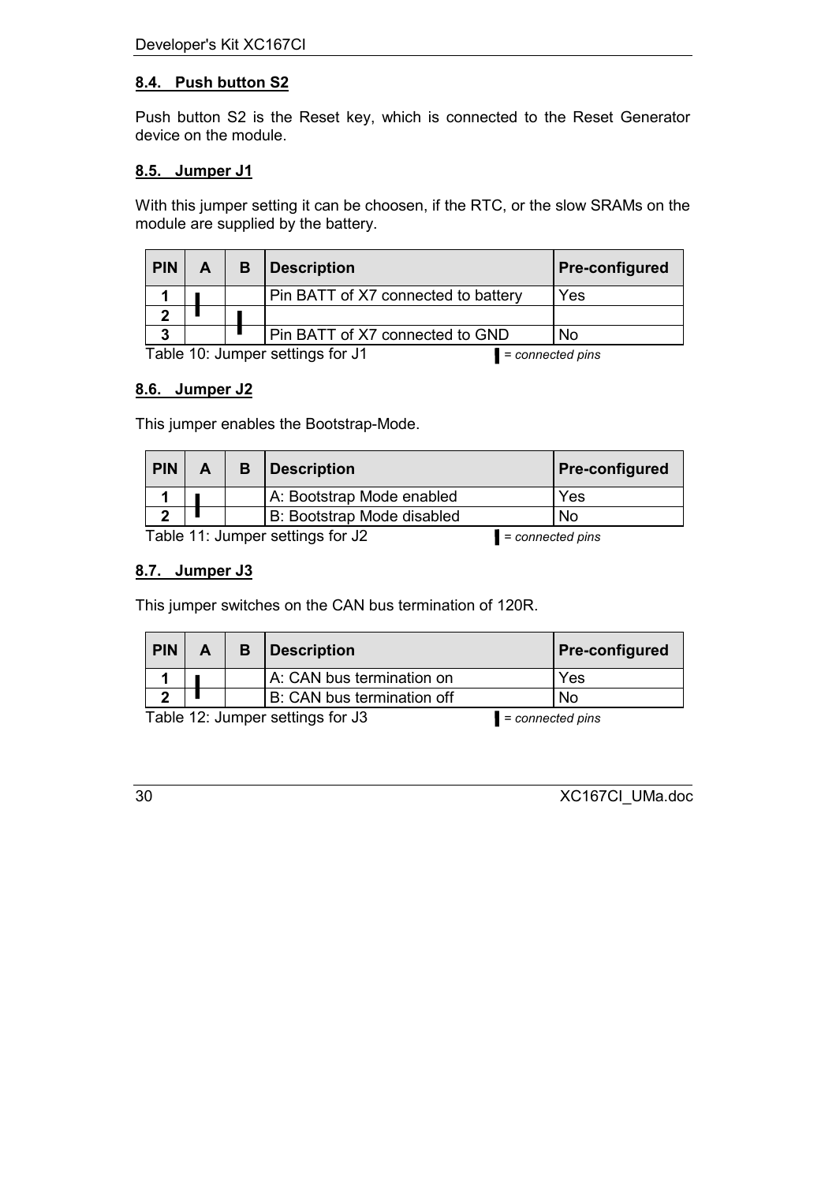### 8.4. Push button S2

Push button S2 is the Reset key, which is connected to the Reset Generator device on the module.

### 8.5. Jumper J1

With this jumper setting it can be choosen, if the RTC, or the slow SRAMs on the module are supplied by the battery.

| PIN | A | B | Description | Pre-configured |
|---|---|---|---|---|
| 1 | ▌ | | Pin BATT of X7 connected to battery | Yes |
| 2 | ▌ | ▌ | | |
| 3 | | ▌ | Pin BATT of X7 connected to GND | No |

Table 10: Jumper settings for J1 ▌ = *connected pins*

### 8.6. Jumper J2

This jumper enables the Bootstrap-Mode.

| PIN | A | B | Description | Pre-configured |
|---|---|---|---|---|
| 1 | ▌ | | A: Bootstrap Mode enabled | Yes |
| 2 | ▌ | | B: Bootstrap Mode disabled | No |

Table 11: Jumper settings for J2 ▌ = *connected pins*

### 8.7. Jumper J3

This jumper switches on the CAN bus termination of 120R.

| PIN | A | B | Description | Pre-configured |
|---|---|---|---|---|
| 1 | ▌ | | A: CAN bus termination on | Yes |
| 2 | ▌ | | B: CAN bus termination off | No |

Table 12: Jumper settings for J3 ▌ = *connected pins*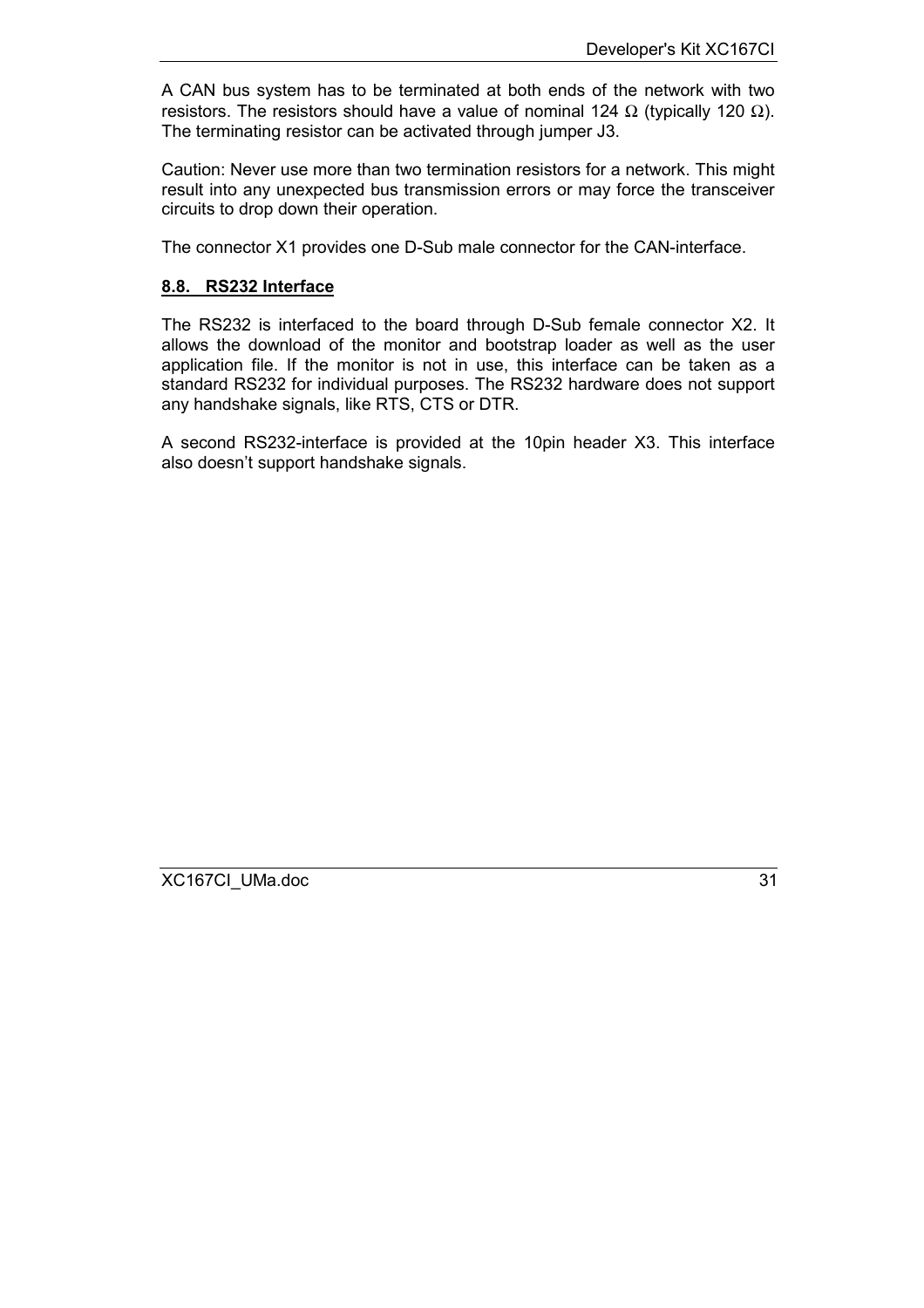A CAN bus system has to be terminated at both ends of the network with two resistors. The resistors should have a value of nominal 124 Ω (typically 120 Ω). The terminating resistor can be activated through jumper J3.

Caution: Never use more than two termination resistors for a network. This might result into any unexpected bus transmission errors or may force the transceiver circuits to drop down their operation.

The connector X1 provides one D-Sub male connector for the CAN-interface.

## 8.8. RS232 Interface

The RS232 is interfaced to the board through D-Sub female connector X2. It allows the download of the monitor and bootstrap loader as well as the user application file. If the monitor is not in use, this interface can be taken as a standard RS232 for individual purposes. The RS232 hardware does not support any handshake signals, like RTS, CTS or DTR.

A second RS232-interface is provided at the 10pin header X3. This interface also doesn't support handshake signals.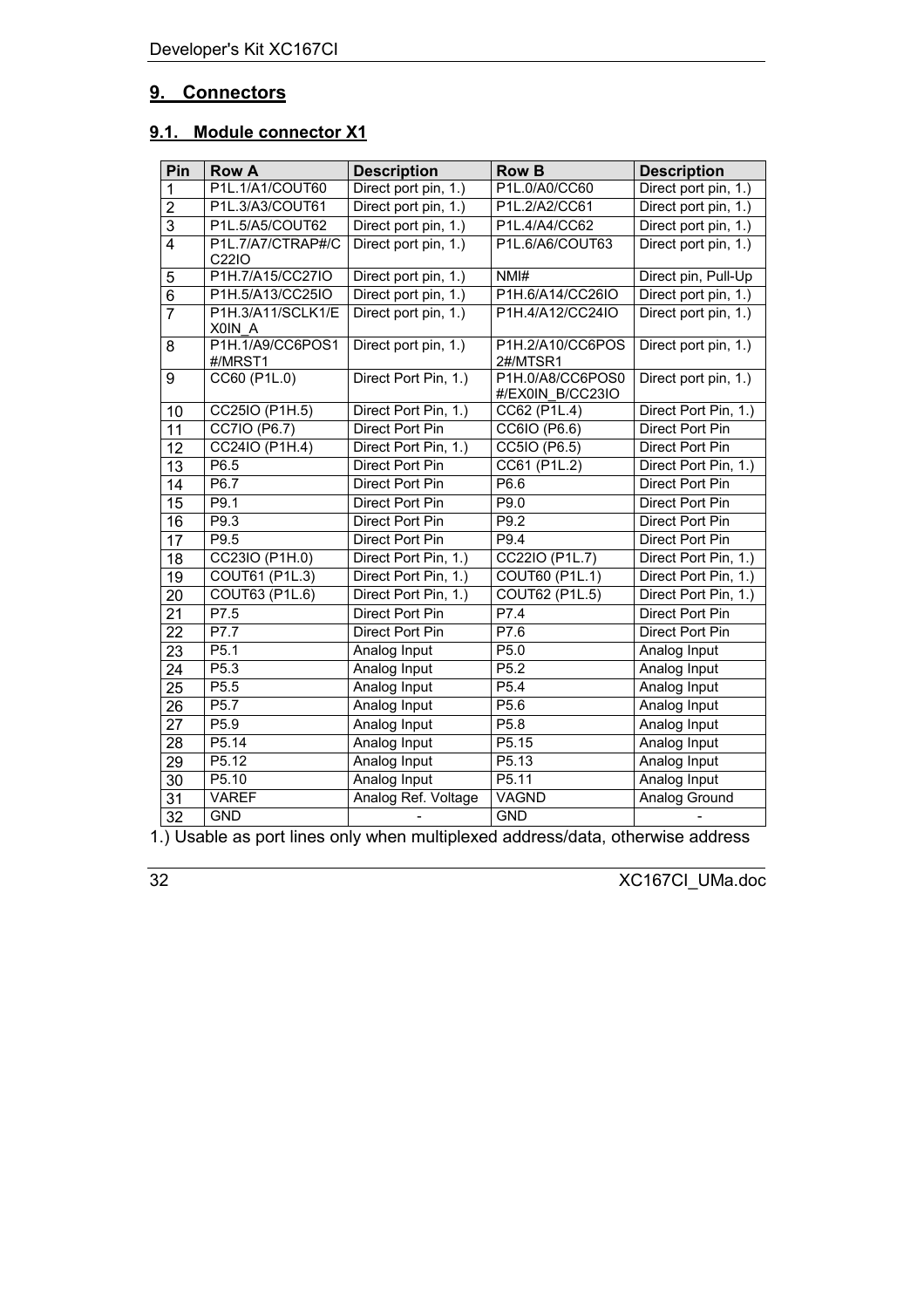## 9. Connectors

### 9.1. Module connector X1

| Pin | Row A | Description | Row B | Description |
|---|---|---|---|---|
| 1 | P1L.1/A1/COUT60 | Direct port pin, 1.) | P1L.0/A0/CC60 | Direct port pin, 1.) |
| 2 | P1L.3/A3/COUT61 | Direct port pin, 1.) | P1L.2/A2/CC61 | Direct port pin, 1.) |
| 3 | P1L.5/A5/COUT62 | Direct port pin, 1.) | P1L.4/A4/CC62 | Direct port pin, 1.) |
| 4 | P1L.7/A7/CTRAP#/CC22IO | Direct port pin, 1.) | P1L.6/A6/COUT63 | Direct port pin, 1.) |
| 5 | P1H.7/A15/CC27IO | Direct port pin, 1.) | NMI# | Direct pin, Pull-Up |
| 6 | P1H.5/A13/CC25IO | Direct port pin, 1.) | P1H.6/A14/CC26IO | Direct port pin, 1.) |
| 7 | P1H.3/A11/SCLK1/EX0IN_A | Direct port pin, 1.) | P1H.4/A12/CC24IO | Direct port pin, 1.) |
| 8 | P1H.1/A9/CC6POS1#/MRST1 | Direct port pin, 1.) | P1H.2/A10/CC6POS2#/MTSR1 | Direct port pin, 1.) |
| 9 | CC60 (P1L.0) | Direct Port Pin, 1.) | P1H.0/A8/CC6POS0#/EX0IN_B/CC23IO | Direct port pin, 1.) |
| 10 | CC25IO (P1H.5) | Direct Port Pin, 1.) | CC62 (P1L.4) | Direct Port Pin, 1.) |
| 11 | CC7IO (P6.7) | Direct Port Pin | CC6IO (P6.6) | Direct Port Pin |
| 12 | CC24IO (P1H.4) | Direct Port Pin, 1.) | CC5IO (P6.5) | Direct Port Pin |
| 13 | P6.5 | Direct Port Pin | CC61 (P1L.2) | Direct Port Pin, 1.) |
| 14 | P6.7 | Direct Port Pin | P6.6 | Direct Port Pin |
| 15 | P9.1 | Direct Port Pin | P9.0 | Direct Port Pin |
| 16 | P9.3 | Direct Port Pin | P9.2 | Direct Port Pin |
| 17 | P9.5 | Direct Port Pin | P9.4 | Direct Port Pin |
| 18 | CC23IO (P1H.0) | Direct Port Pin, 1.) | CC22IO (P1L.7) | Direct Port Pin, 1.) |
| 19 | COUT61 (P1L.3) | Direct Port Pin, 1.) | COUT60 (P1L.1) | Direct Port Pin, 1.) |
| 20 | COUT63 (P1L.6) | Direct Port Pin, 1.) | COUT62 (P1L.5) | Direct Port Pin, 1.) |
| 21 | P7.5 | Direct Port Pin | P7.4 | Direct Port Pin |
| 22 | P7.7 | Direct Port Pin | P7.6 | Direct Port Pin |
| 23 | P5.1 | Analog Input | P5.0 | Analog Input |
| 24 | P5.3 | Analog Input | P5.2 | Analog Input |
| 25 | P5.5 | Analog Input | P5.4 | Analog Input |
| 26 | P5.7 | Analog Input | P5.6 | Analog Input |
| 27 | P5.9 | Analog Input | P5.8 | Analog Input |
| 28 | P5.14 | Analog Input | P5.15 | Analog Input |
| 29 | P5.12 | Analog Input | P5.13 | Analog Input |
| 30 | P5.10 | Analog Input | P5.11 | Analog Input |
| 31 | VAREF | Analog Ref. Voltage | VAGND | Analog Ground |
| 32 | GND | - | GND | - |

1.) Usable as port lines only when multiplexed address/data, otherwise address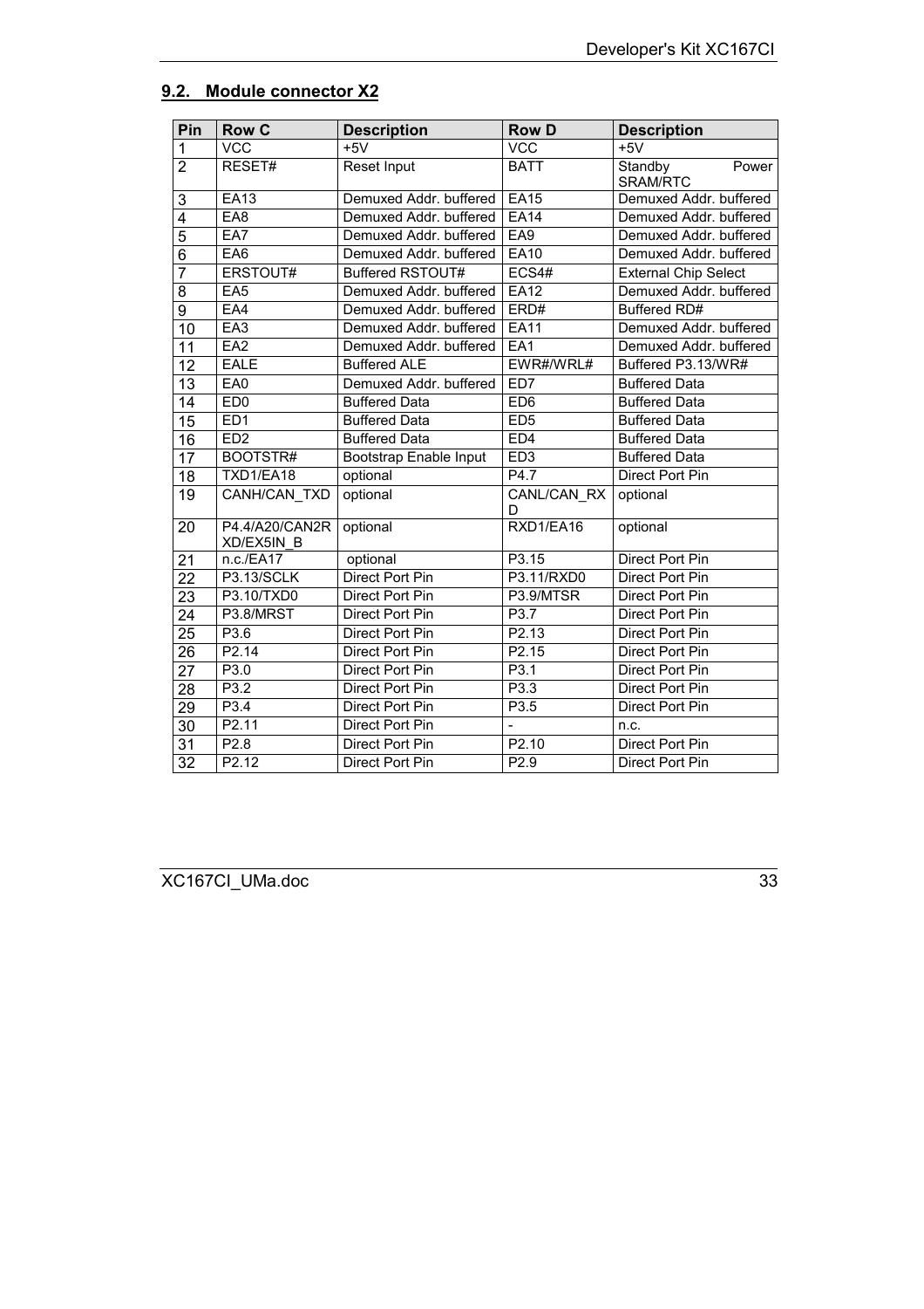## 9.2. Module connector X2

| Pin | Row C | Description | Row D | Description |
|---|---|---|---|---|
| 1 | VCC | +5V | VCC | +5V |
| 2 | RESET# | Reset Input | BATT | Standby Power SRAM/RTC |
| 3 | EA13 | Demuxed Addr. buffered | EA15 | Demuxed Addr. buffered |
| 4 | EA8 | Demuxed Addr. buffered | EA14 | Demuxed Addr. buffered |
| 5 | EA7 | Demuxed Addr. buffered | EA9 | Demuxed Addr. buffered |
| 6 | EA6 | Demuxed Addr. buffered | EA10 | Demuxed Addr. buffered |
| 7 | ERSTOUT# | Buffered RSTOUT# | ECS4# | External Chip Select |
| 8 | EA5 | Demuxed Addr. buffered | EA12 | Demuxed Addr. buffered |
| 9 | EA4 | Demuxed Addr. buffered | ERD# | Buffered RD# |
| 10 | EA3 | Demuxed Addr. buffered | EA11 | Demuxed Addr. buffered |
| 11 | EA2 | Demuxed Addr. buffered | EA1 | Demuxed Addr. buffered |
| 12 | EALE | Buffered ALE | EWR#/WRL# | Buffered P3.13/WR# |
| 13 | EA0 | Demuxed Addr. buffered | ED7 | Buffered Data |
| 14 | ED0 | Buffered Data | ED6 | Buffered Data |
| 15 | ED1 | Buffered Data | ED5 | Buffered Data |
| 16 | ED2 | Buffered Data | ED4 | Buffered Data |
| 17 | BOOTSTR# | Bootstrap Enable Input | ED3 | Buffered Data |
| 18 | TXD1/EA18 | optional | P4.7 | Direct Port Pin |
| 19 | CANH/CAN_TXD | optional | CANL/CAN_RXD | optional |
| 20 | P4.4/A20/CAN2RXD/EX5IN_B | optional | RXD1/EA16 | optional |
| 21 | n.c./EA17 | optional | P3.15 | Direct Port Pin |
| 22 | P3.13/SCLK | Direct Port Pin | P3.11/RXD0 | Direct Port Pin |
| 23 | P3.10/TXD0 | Direct Port Pin | P3.9/MTSR | Direct Port Pin |
| 24 | P3.8/MRST | Direct Port Pin | P3.7 | Direct Port Pin |
| 25 | P3.6 | Direct Port Pin | P2.13 | Direct Port Pin |
| 26 | P2.14 | Direct Port Pin | P2.15 | Direct Port Pin |
| 27 | P3.0 | Direct Port Pin | P3.1 | Direct Port Pin |
| 28 | P3.2 | Direct Port Pin | P3.3 | Direct Port Pin |
| 29 | P3.4 | Direct Port Pin | P3.5 | Direct Port Pin |
| 30 | P2.11 | Direct Port Pin | - | n.c. |
| 31 | P2.8 | Direct Port Pin | P2.10 | Direct Port Pin |
| 32 | P2.12 | Direct Port Pin | P2.9 | Direct Port Pin |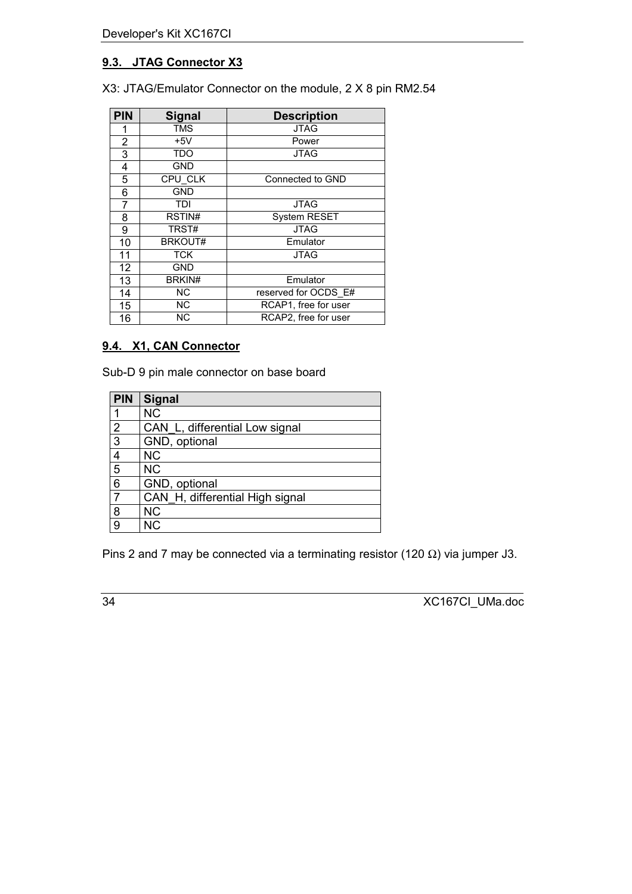## 9.3. JTAG Connector X3

X3: JTAG/Emulator Connector on the module, 2 X 8 pin RM2.54

| PIN | Signal | Description |
|---|---|---|
| 1 | TMS | JTAG |
| 2 | +5V | Power |
| 3 | TDO | JTAG |
| 4 | GND | |
| 5 | CPU_CLK | Connected to GND |
| 6 | GND | |
| 7 | TDI | JTAG |
| 8 | RSTIN# | System RESET |
| 9 | TRST# | JTAG |
| 10 | BRKOUT# | Emulator |
| 11 | TCK | JTAG |
| 12 | GND | |
| 13 | BRKIN# | Emulator |
| 14 | NC | reserved for OCDS_E# |
| 15 | NC | RCAP1, free for user |
| 16 | NC | RCAP2, free for user |

## 9.4. X1, CAN Connector

Sub-D 9 pin male connector on base board

| PIN | Signal |
|---|---|
| 1 | NC |
| 2 | CAN_L, differential Low signal |
| 3 | GND, optional |
| 4 | NC |
| 5 | NC |
| 6 | GND, optional |
| 7 | CAN_H, differential High signal |
| 8 | NC |
| 9 | NC |

Pins 2 and 7 may be connected via a terminating resistor (120 Ω) via jumper J3.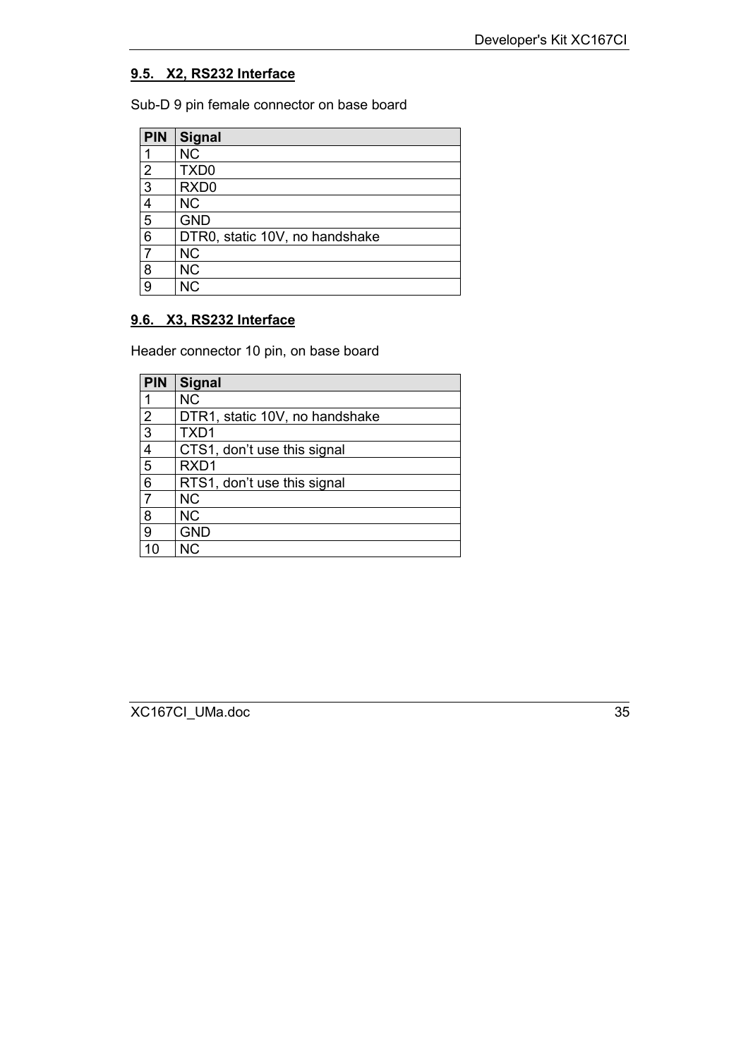### 9.5. X2, RS232 Interface

Sub-D 9 pin female connector on base board

| PIN | Signal |
|---|---|
| 1 | NC |
| 2 | TXD0 |
| 3 | RXD0 |
| 4 | NC |
| 5 | GND |
| 6 | DTR0, static 10V, no handshake |
| 7 | NC |
| 8 | NC |
| 9 | NC |

### 9.6. X3, RS232 Interface

Header connector 10 pin, on base board

| PIN | Signal |
|---|---|
| 1 | NC |
| 2 | DTR1, static 10V, no handshake |
| 3 | TXD1 |
| 4 | CTS1, don’t use this signal |
| 5 | RXD1 |
| 6 | RTS1, don’t use this signal |
| 7 | NC |
| 8 | NC |
| 9 | GND |
| 10 | NC |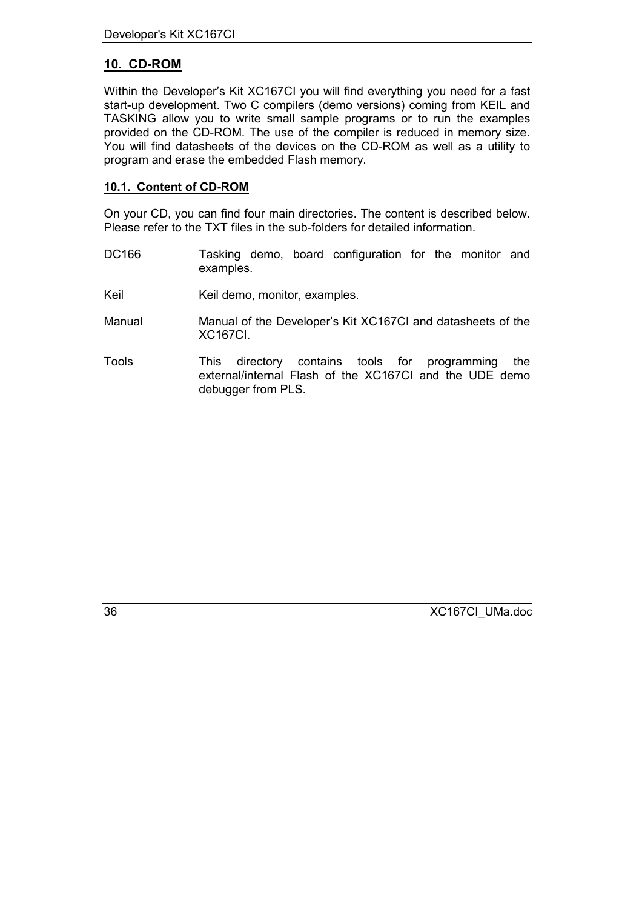## 10. CD-ROM

Within the Developer's Kit XC167CI you will find everything you need for a fast start-up development. Two C compilers (demo versions) coming from KEIL and TASKING allow you to write small sample programs or to run the examples provided on the CD-ROM. The use of the compiler is reduced in memory size. You will find datasheets of the devices on the CD-ROM as well as a utility to program and erase the embedded Flash memory.

### 10.1. Content of CD-ROM

On your CD, you can find four main directories. The content is described below. Please refer to the TXT files in the sub-folders for detailed information.

| | |
|---|---|
| DC166 | Tasking demo, board configuration for the monitor and examples. |
| Keil | Keil demo, monitor, examples. |
| Manual | Manual of the Developer's Kit XC167CI and datasheets of the XC167CI. |
| Tools | This directory contains tools for programming the external/internal Flash of the XC167CI and the UDE demo debugger from PLS. |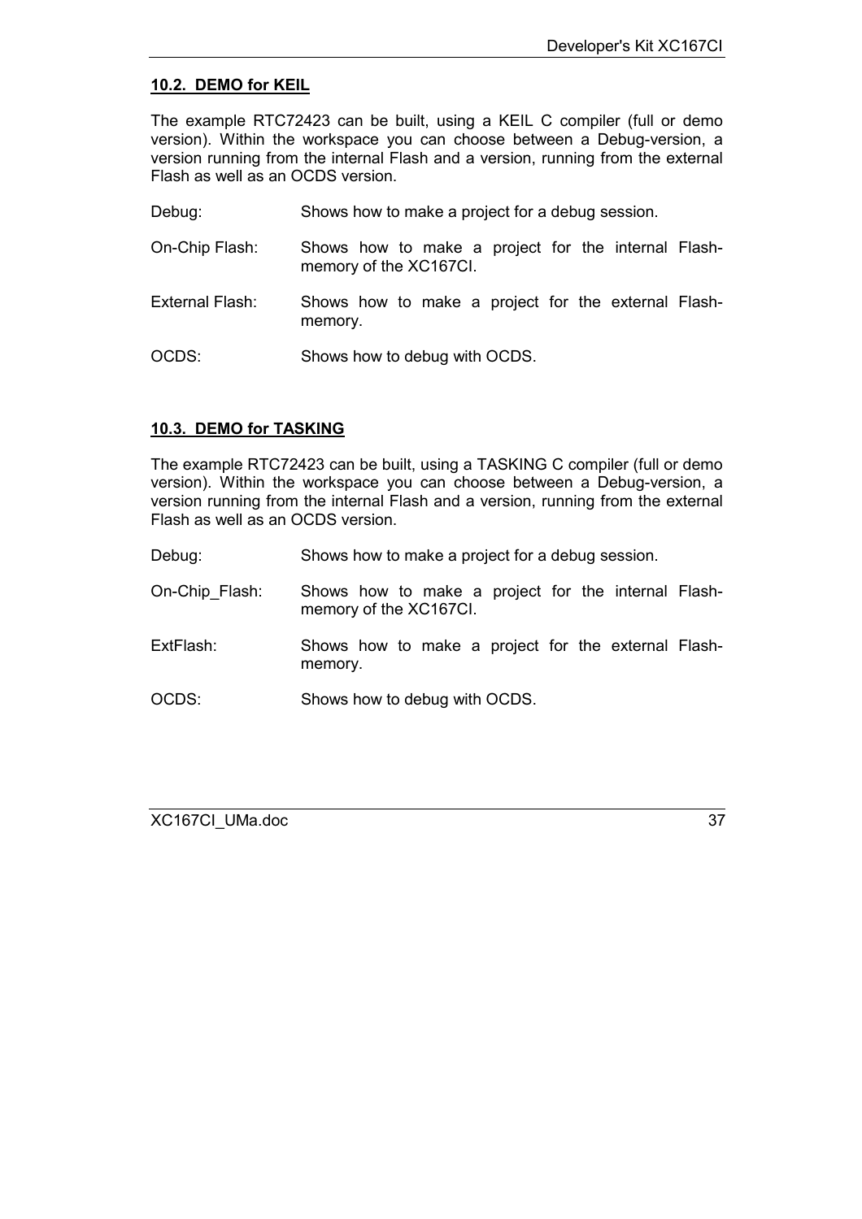## 10.2. DEMO for KEIL

The example RTC72423 can be built, using a KEIL C compiler (full or demo version). Within the workspace you can choose between a Debug-version, a version running from the internal Flash and a version, running from the external Flash as well as an OCDS version.

| | |
|---|---|
| Debug: | Shows how to make a project for a debug session. |
| On-Chip Flash: | Shows how to make a project for the internal Flash-memory of the XC167CI. |
| External Flash: | Shows how to make a project for the external Flash-memory. |
| OCDS: | Shows how to debug with OCDS. |

## 10.3. DEMO for TASKING

The example RTC72423 can be built, using a TASKING C compiler (full or demo version). Within the workspace you can choose between a Debug-version, a version running from the internal Flash and a version, running from the external Flash as well as an OCDS version.

| | |
|---|---|
| Debug: | Shows how to make a project for a debug session. |
| On-Chip_Flash: | Shows how to make a project for the internal Flash-memory of the XC167CI. |
| ExtFlash: | Shows how to make a project for the external Flash-memory. |
| OCDS: | Shows how to debug with OCDS. |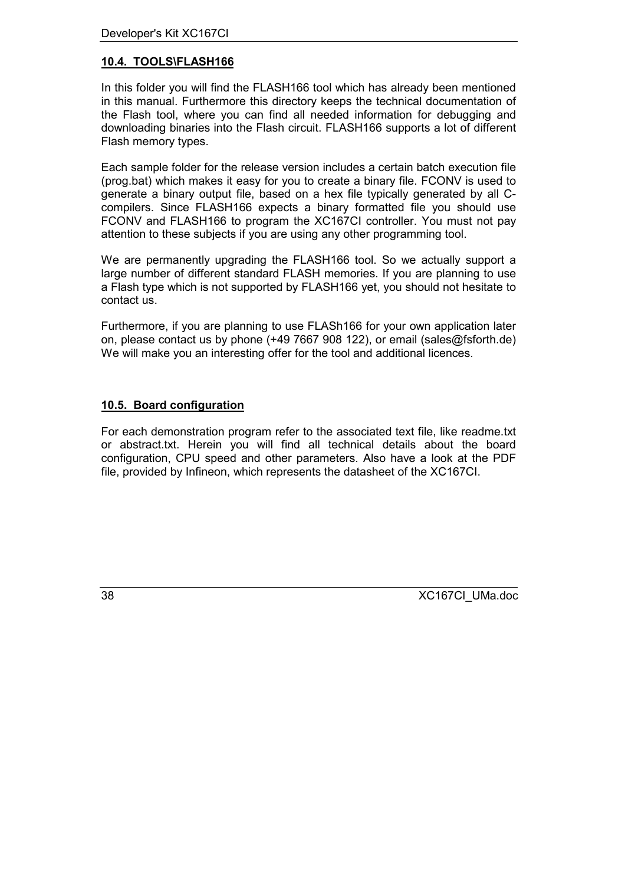### 10.4. TOOLS\FLASH166

In this folder you will find the FLASH166 tool which has already been mentioned in this manual. Furthermore this directory keeps the technical documentation of the Flash tool, where you can find all needed information for debugging and downloading binaries into the Flash circuit. FLASH166 supports a lot of different Flash memory types.

Each sample folder for the release version includes a certain batch execution file (prog.bat) which makes it easy for you to create a binary file. FCONV is used to generate a binary output file, based on a hex file typically generated by all C-compilers. Since FLASH166 expects a binary formatted file you should use FCONV and FLASH166 to program the XC167CI controller. You must not pay attention to these subjects if you are using any other programming tool.

We are permanently upgrading the FLASH166 tool. So we actually support a large number of different standard FLASH memories. If you are planning to use a Flash type which is not supported by FLASH166 yet, you should not hesitate to contact us.

Furthermore, if you are planning to use FLASh166 for your own application later on, please contact us by phone (+49 7667 908 122), or email (sales@fsforth.de) We will make you an interesting offer for the tool and additional licences.

### 10.5. Board configuration

For each demonstration program refer to the associated text file, like readme.txt or abstract.txt. Herein you will find all technical details about the board configuration, CPU speed and other parameters. Also have a look at the PDF file, provided by Infineon, which represents the datasheet of the XC167CI.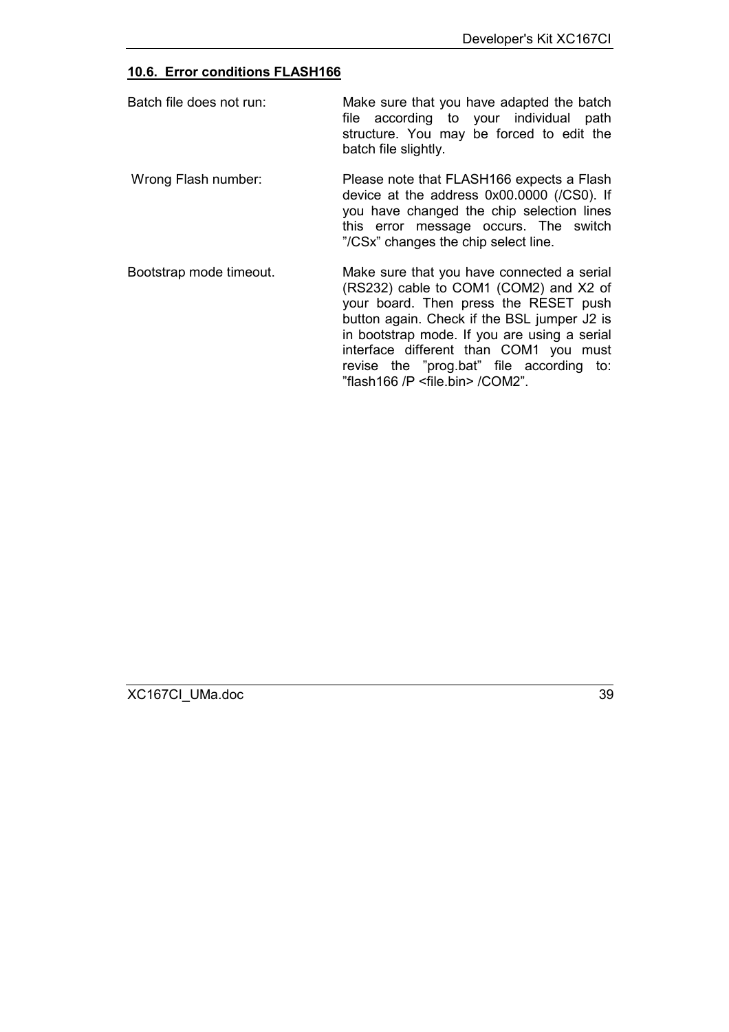### 10.6. Error conditions FLASH166

| | |
|---|---|
| Batch file does not run: | Make sure that you have adapted the batch file according to your individual path structure. You may be forced to edit the batch file slightly. |
| Wrong Flash number: | Please note that FLASH166 expects a Flash device at the address 0x00.0000 (/CS0). If you have changed the chip selection lines this error message occurs. The switch "/CSx" changes the chip select line. |
| Bootstrap mode timeout. | Make sure that you have connected a serial (RS232) cable to COM1 (COM2) and X2 of your board. Then press the RESET push button again. Check if the BSL jumper J2 is in bootstrap mode. If you are using a serial interface different than COM1 you must revise the "prog.bat" file according to: "flash166 /P <file.bin> /COM2". |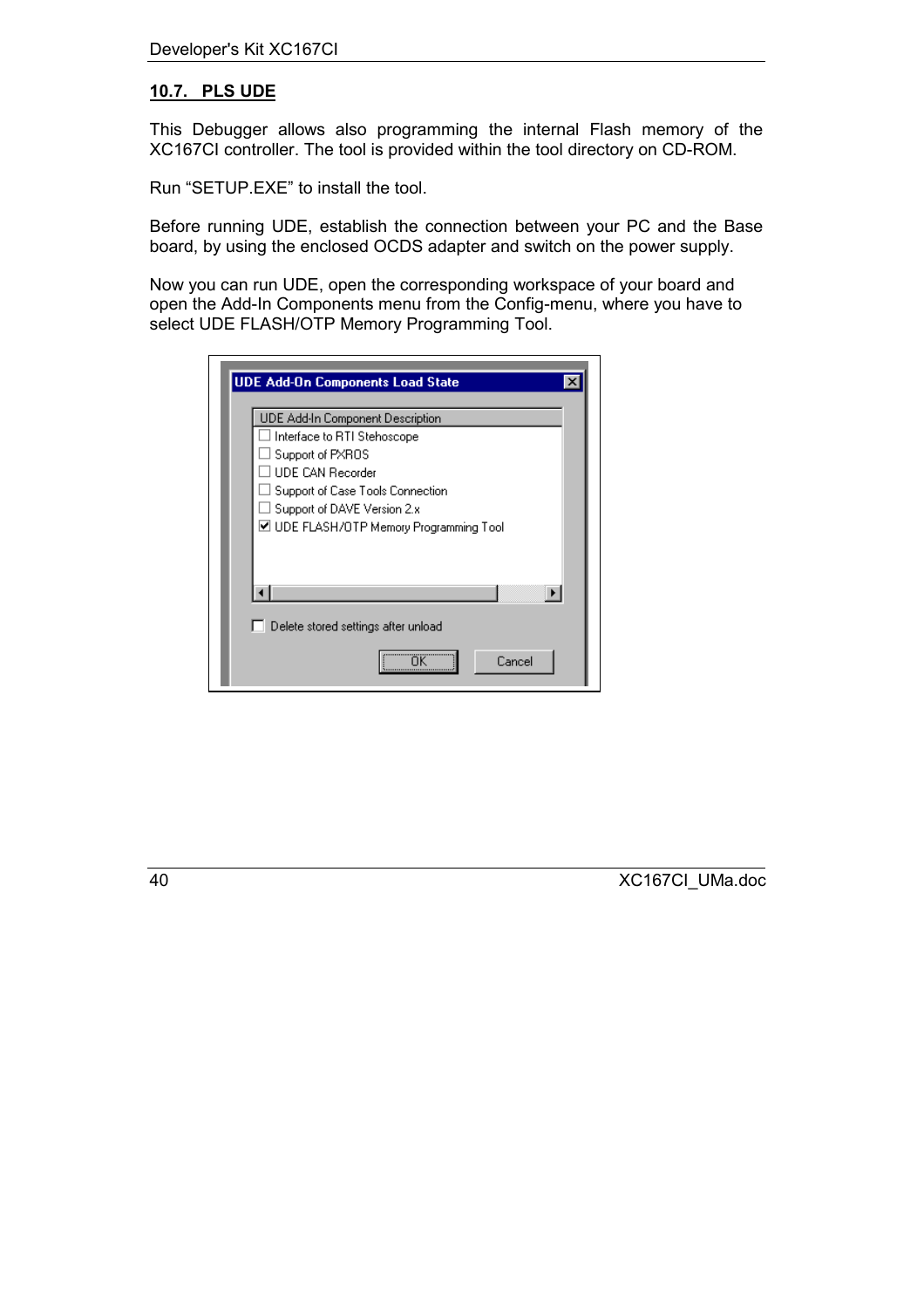## 10.7. PLS UDE

This Debugger allows also programming the internal Flash memory of the XC167CI controller. The tool is provided within the tool directory on CD-ROM.

Run “SETUP.EXE” to install the tool.

Before running UDE, establish the connection between your PC and the Base board, by using the enclosed OCDS adapter and switch on the power supply.

Now you can run UDE, open the corresponding workspace of your board and open the Add-In Components menu from the Config-menu, where you have to select UDE FLASH/OTP Memory Programming Tool.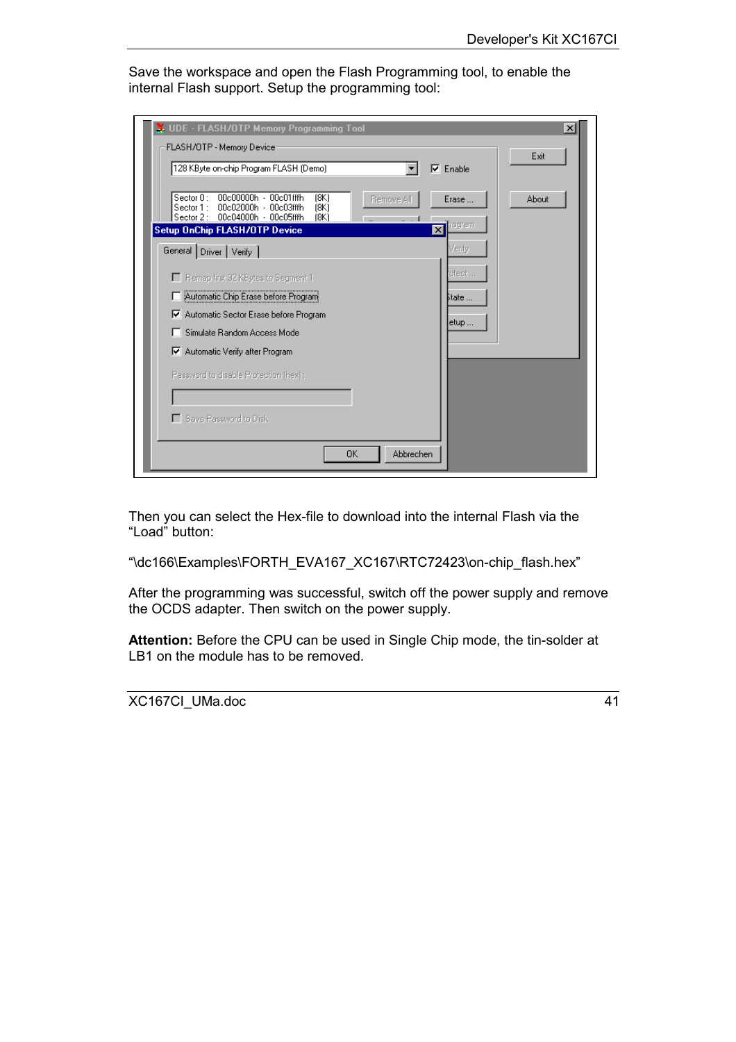Save the workspace and open the Flash Programming tool, to enable the internal Flash support. Setup the programming tool:

Then you can select the Hex-file to download into the internal Flash via the “Load” button:

“\dc166\Examples\FORTH_EVA167_XC167\RTC72423\on-chip_flash.hex”

After the programming was successful, switch off the power supply and remove the OCDS adapter. Then switch on the power supply.

**Attention:** Before the CPU can be used in Single Chip mode, the tin-solder at LB1 on the module has to be removed.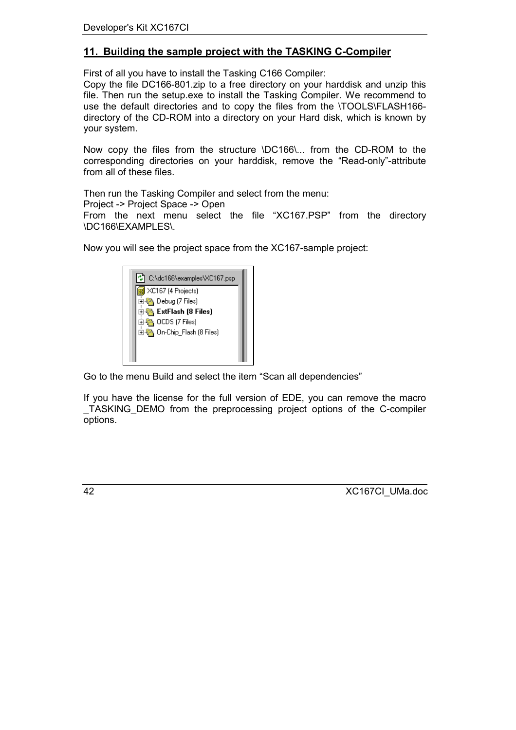## 11. Building the sample project with the TASKING C-Compiler

First of all you have to install the Tasking C166 Compiler:
Copy the file DC166-801.zip to a free directory on your harddisk and unzip this file. Then run the setup.exe to install the Tasking Compiler. We recommend to use the default directories and to copy the files from the \TOOLS\FLASH166-directory of the CD-ROM into a directory on your Hard disk, which is known by your system.

Now copy the files from the structure \DC166\... from the CD-ROM to the corresponding directories on your harddisk, remove the "Read-only"-attribute from all of these files.

Then run the Tasking Compiler and select from the menu:
Project -> Project Space -> Open
From the next menu select the file "XC167.PSP" from the directory \DC166\EXAMPLES\.

Now you will see the project space from the XC167-sample project:

```
C:\dc166\examples\XC167.psp
XC167 (4 Projects)
  Debug (7 Files)
  ExtFlash (8 Files)
  OCDS (7 Files)
  On-Chip_Flash (8 Files)
```

Go to the menu Build and select the item "Scan all dependencies"

If you have the license for the full version of EDE, you can remove the macro _TASKING_DEMO from the preprocessing project options of the C-compiler options.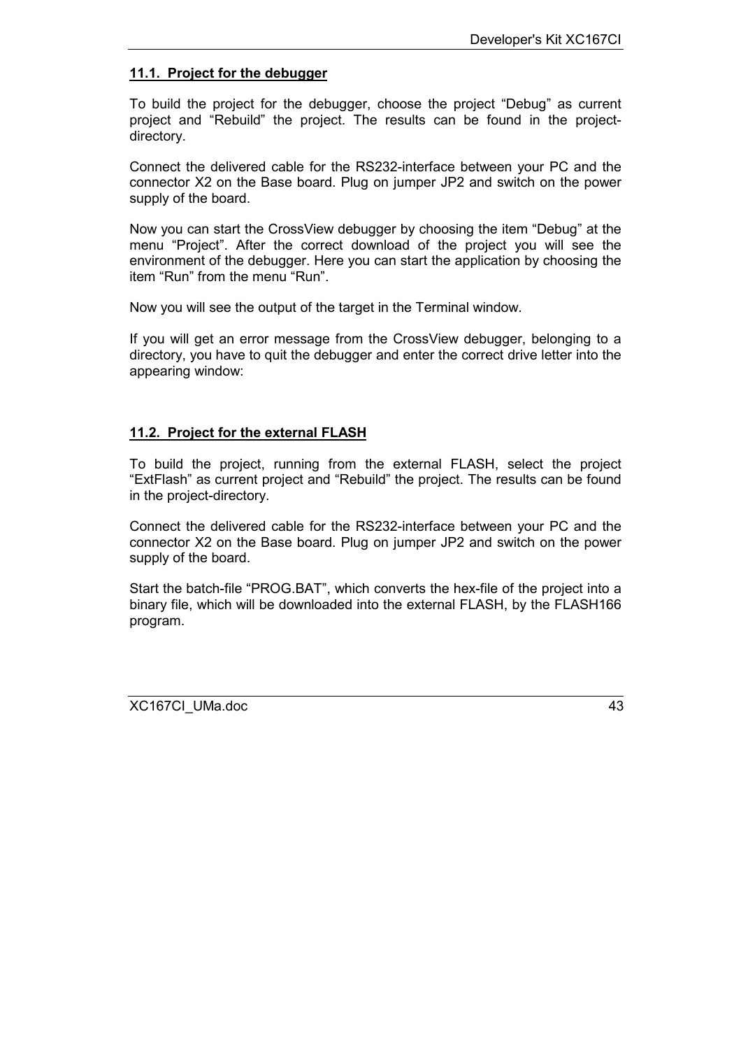## 11.1. Project for the debugger

To build the project for the debugger, choose the project “Debug” as current project and “Rebuild” the project. The results can be found in the project-directory.

Connect the delivered cable for the RS232-interface between your PC and the connector X2 on the Base board. Plug on jumper JP2 and switch on the power supply of the board.

Now you can start the CrossView debugger by choosing the item “Debug” at the menu “Project”. After the correct download of the project you will see the environment of the debugger. Here you can start the application by choosing the item “Run” from the menu “Run”.

Now you will see the output of the target in the Terminal window.

If you will get an error message from the CrossView debugger, belonging to a directory, you have to quit the debugger and enter the correct drive letter into the appearing window:

## 11.2. Project for the external FLASH

To build the project, running from the external FLASH, select the project “ExtFlash” as current project and “Rebuild” the project. The results can be found in the project-directory.

Connect the delivered cable for the RS232-interface between your PC and the connector X2 on the Base board. Plug on jumper JP2 and switch on the power supply of the board.

Start the batch-file “PROG.BAT”, which converts the hex-file of the project into a binary file, which will be downloaded into the external FLASH, by the FLASH166 program.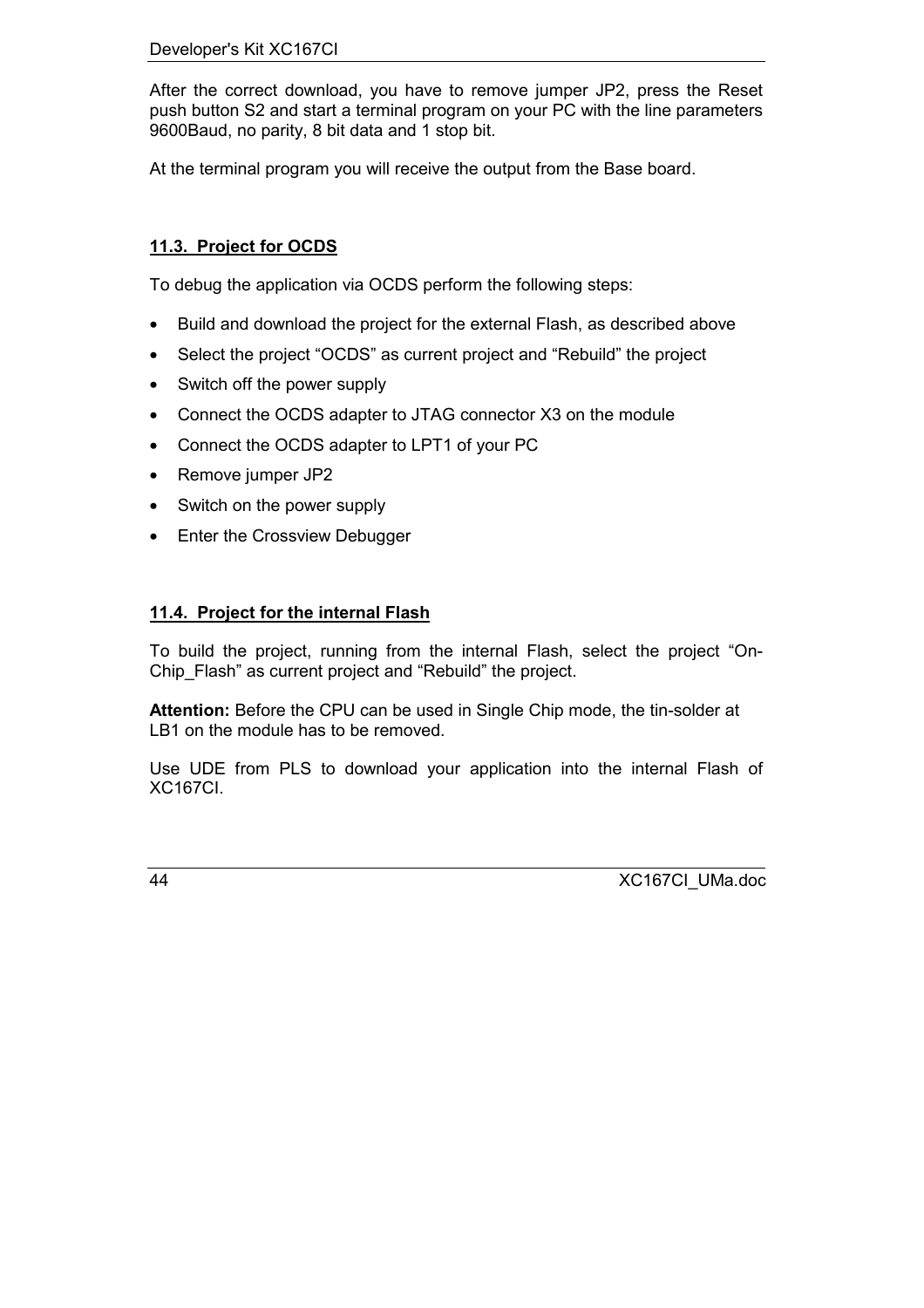After the correct download, you have to remove jumper JP2, press the Reset push button S2 and start a terminal program on your PC with the line parameters 9600Baud, no parity, 8 bit data and 1 stop bit.

At the terminal program you will receive the output from the Base board.

### 11.3. Project for OCDS

To debug the application via OCDS perform the following steps:

- Build and download the project for the external Flash, as described above
- Select the project "OCDS" as current project and "Rebuild" the project
- Switch off the power supply
- Connect the OCDS adapter to JTAG connector X3 on the module
- Connect the OCDS adapter to LPT1 of your PC
- Remove jumper JP2
- Switch on the power supply
- Enter the Crossview Debugger

### 11.4. Project for the internal Flash

To build the project, running from the internal Flash, select the project "On-Chip_Flash" as current project and "Rebuild" the project.

**Attention:** Before the CPU can be used in Single Chip mode, the tin-solder at LB1 on the module has to be removed.

Use UDE from PLS to download your application into the internal Flash of XC167CI.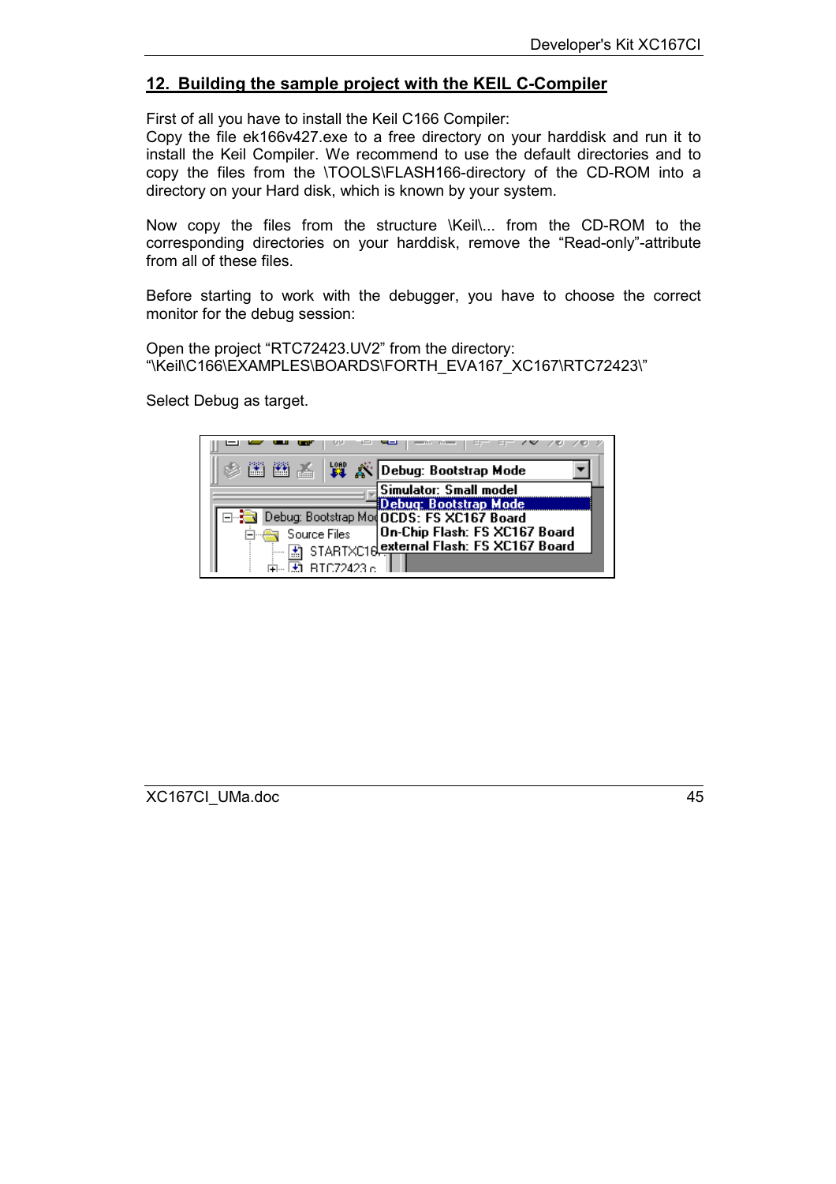## 12. Building the sample project with the KEIL C-Compiler

First of all you have to install the Keil C166 Compiler:
Copy the file ek166v427.exe to a free directory on your harddisk and run it to install the Keil Compiler. We recommend to use the default directories and to copy the files from the \TOOLS\FLASH166-directory of the CD-ROM into a directory on your Hard disk, which is known by your system.

Now copy the files from the structure \Keil\... from the CD-ROM to the corresponding directories on your harddisk, remove the “Read-only”-attribute from all of these files.

Before starting to work with the debugger, you have to choose the correct monitor for the debug session:

Open the project “RTC72423.UV2” from the directory:
“\Keil\C166\EXAMPLES\BOARDS\FORTH_EVA167_XC167\RTC72423\”

Select Debug as target.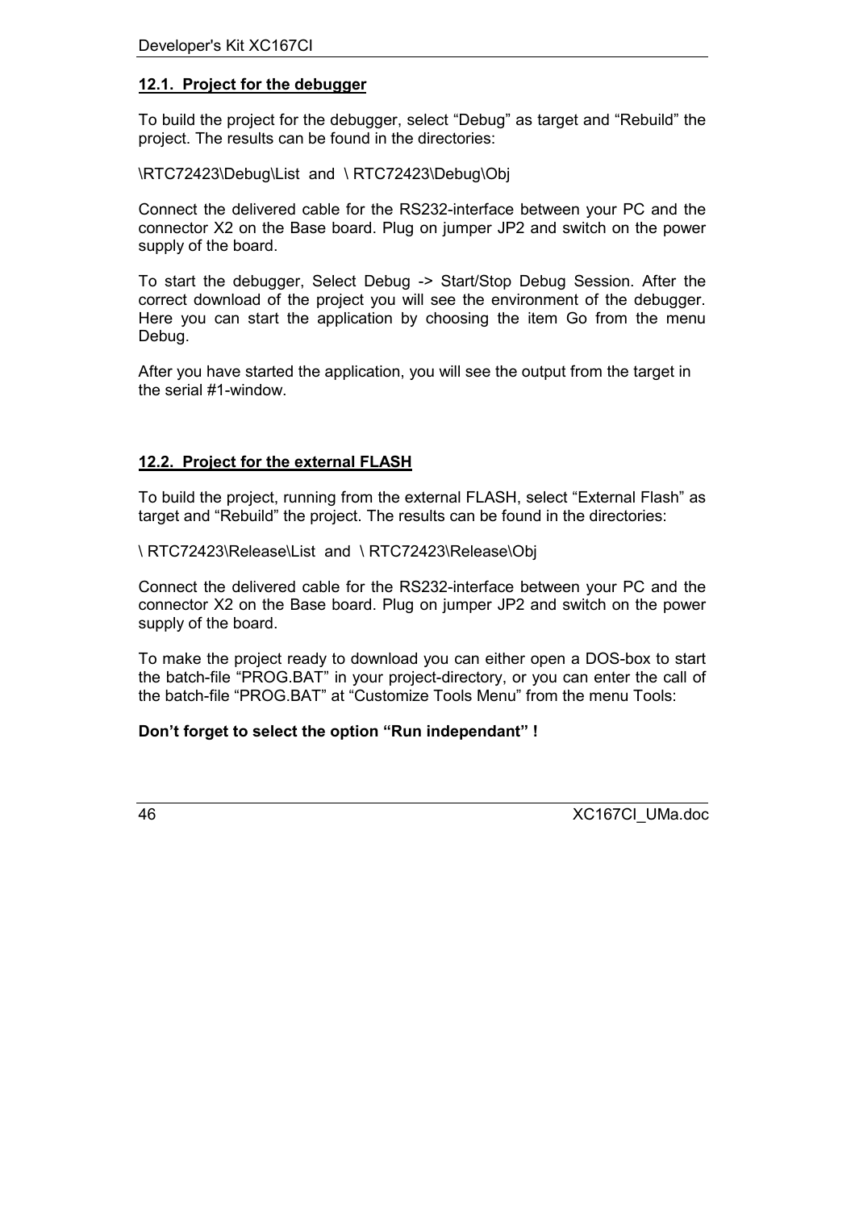### 12.1. Project for the debugger

To build the project for the debugger, select “Debug” as target and “Rebuild” the project. The results can be found in the directories:

\RTC72423\Debug\List  and  \ RTC72423\Debug\Obj

Connect the delivered cable for the RS232-interface between your PC and the connector X2 on the Base board. Plug on jumper JP2 and switch on the power supply of the board.

To start the debugger, Select Debug -> Start/Stop Debug Session. After the correct download of the project you will see the environment of the debugger. Here you can start the application by choosing the item Go from the menu Debug.

After you have started the application, you will see the output from the target in the serial #1-window.

### 12.2. Project for the external FLASH

To build the project, running from the external FLASH, select “External Flash” as target and “Rebuild” the project. The results can be found in the directories:

\ RTC72423\Release\List  and  \ RTC72423\Release\Obj

Connect the delivered cable for the RS232-interface between your PC and the connector X2 on the Base board. Plug on jumper JP2 and switch on the power supply of the board.

To make the project ready to download you can either open a DOS-box to start the batch-file “PROG.BAT” in your project-directory, or you can enter the call of the batch-file “PROG.BAT” at “Customize Tools Menu” from the menu Tools:

**Don’t forget to select the option “Run independant” !**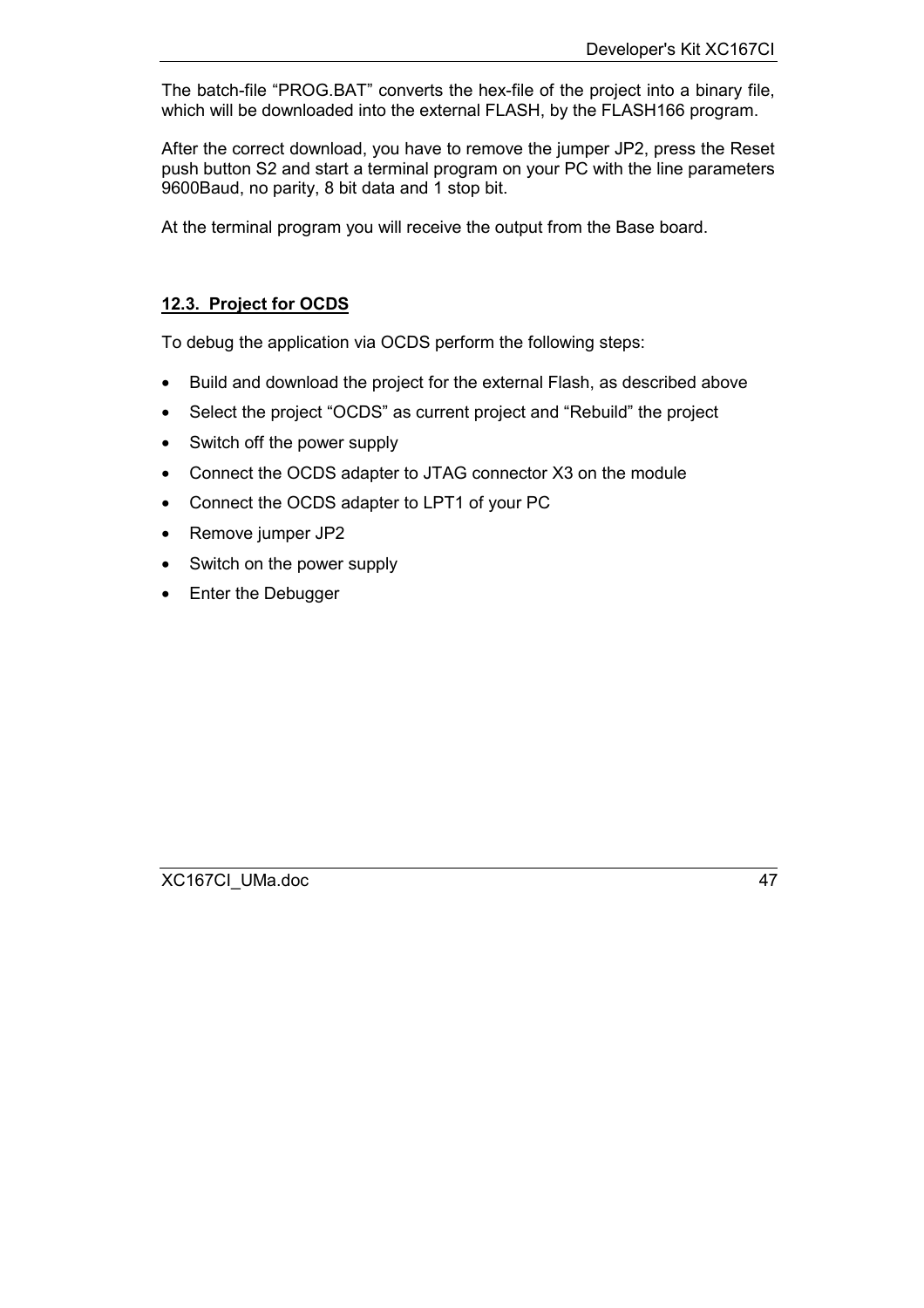The batch-file “PROG.BAT” converts the hex-file of the project into a binary file, which will be downloaded into the external FLASH, by the FLASH166 program.

After the correct download, you have to remove the jumper JP2, press the Reset push button S2 and start a terminal program on your PC with the line parameters 9600Baud, no parity, 8 bit data and 1 stop bit.

At the terminal program you will receive the output from the Base board.

### 12.3. Project for OCDS

To debug the application via OCDS perform the following steps:

- Build and download the project for the external Flash, as described above
- Select the project “OCDS” as current project and “Rebuild” the project
- Switch off the power supply
- Connect the OCDS adapter to JTAG connector X3 on the module
- Connect the OCDS adapter to LPT1 of your PC
- Remove jumper JP2
- Switch on the power supply
- Enter the Debugger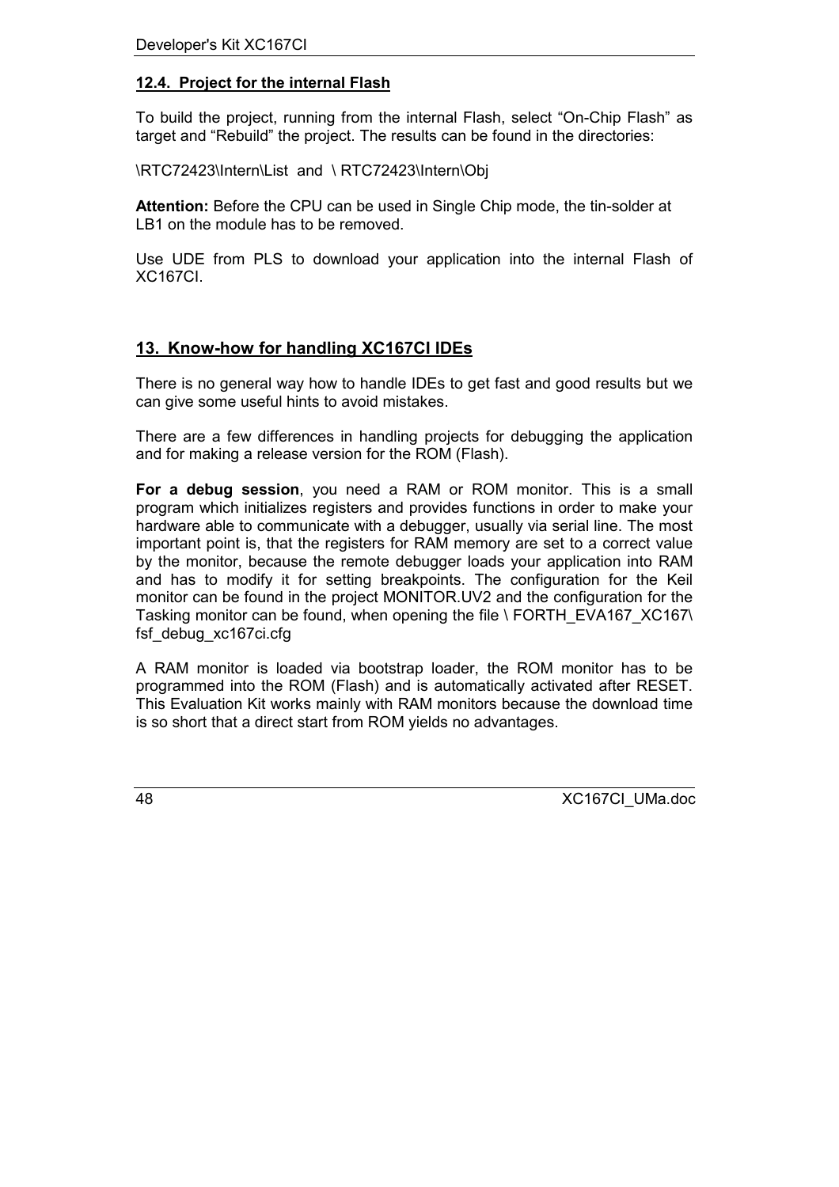### 12.4. Project for the internal Flash

To build the project, running from the internal Flash, select “On-Chip Flash” as target and “Rebuild” the project. The results can be found in the directories:

\RTC72423\Intern\List and \ RTC72423\Intern\Obj

**Attention:** Before the CPU can be used in Single Chip mode, the tin-solder at LB1 on the module has to be removed.

Use UDE from PLS to download your application into the internal Flash of XC167CI.

## 13. Know-how for handling XC167CI IDEs

There is no general way how to handle IDEs to get fast and good results but we can give some useful hints to avoid mistakes.

There are a few differences in handling projects for debugging the application and for making a release version for the ROM (Flash).

**For a debug session**, you need a RAM or ROM monitor. This is a small program which initializes registers and provides functions in order to make your hardware able to communicate with a debugger, usually via serial line. The most important point is, that the registers for RAM memory are set to a correct value by the monitor, because the remote debugger loads your application into RAM and has to modify it for setting breakpoints. The configuration for the Keil monitor can be found in the project MONITOR.UV2 and the configuration for the Tasking monitor can be found, when opening the file \ FORTH_EVA167_XC167\ fsf_debug_xc167ci.cfg

A RAM monitor is loaded via bootstrap loader, the ROM monitor has to be programmed into the ROM (Flash) and is automatically activated after RESET. This Evaluation Kit works mainly with RAM monitors because the download time is so short that a direct start from ROM yields no advantages.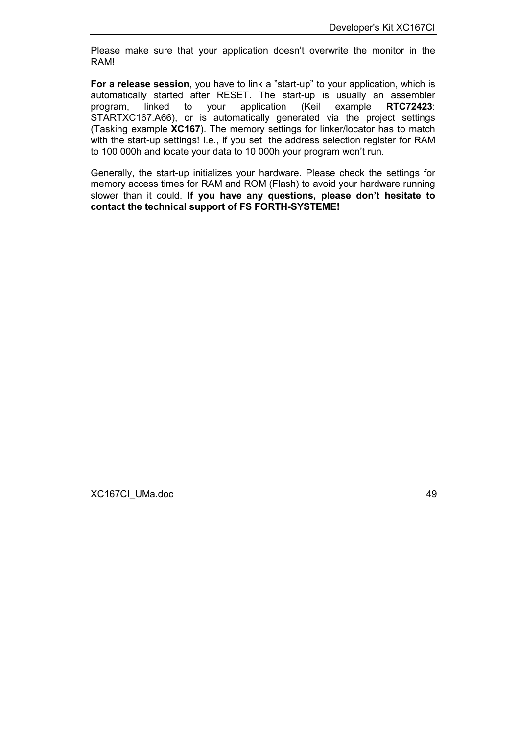Please make sure that your application doesn’t overwrite the monitor in the RAM!

**For a release session**, you have to link a ”start-up” to your application, which is automatically started after RESET. The start-up is usually an assembler program, linked to your application (Keil example **RTC72423**: STARTXC167.A66), or is automatically generated via the project settings (Tasking example **XC167**). The memory settings for linker/locator has to match with the start-up settings! I.e., if you set the address selection register for RAM to 100 000h and locate your data to 10 000h your program won’t run.

Generally, the start-up initializes your hardware. Please check the settings for memory access times for RAM and ROM (Flash) to avoid your hardware running slower than it could. **If you have any questions, please don’t hesitate to contact the technical support of FS FORTH-SYSTEME!**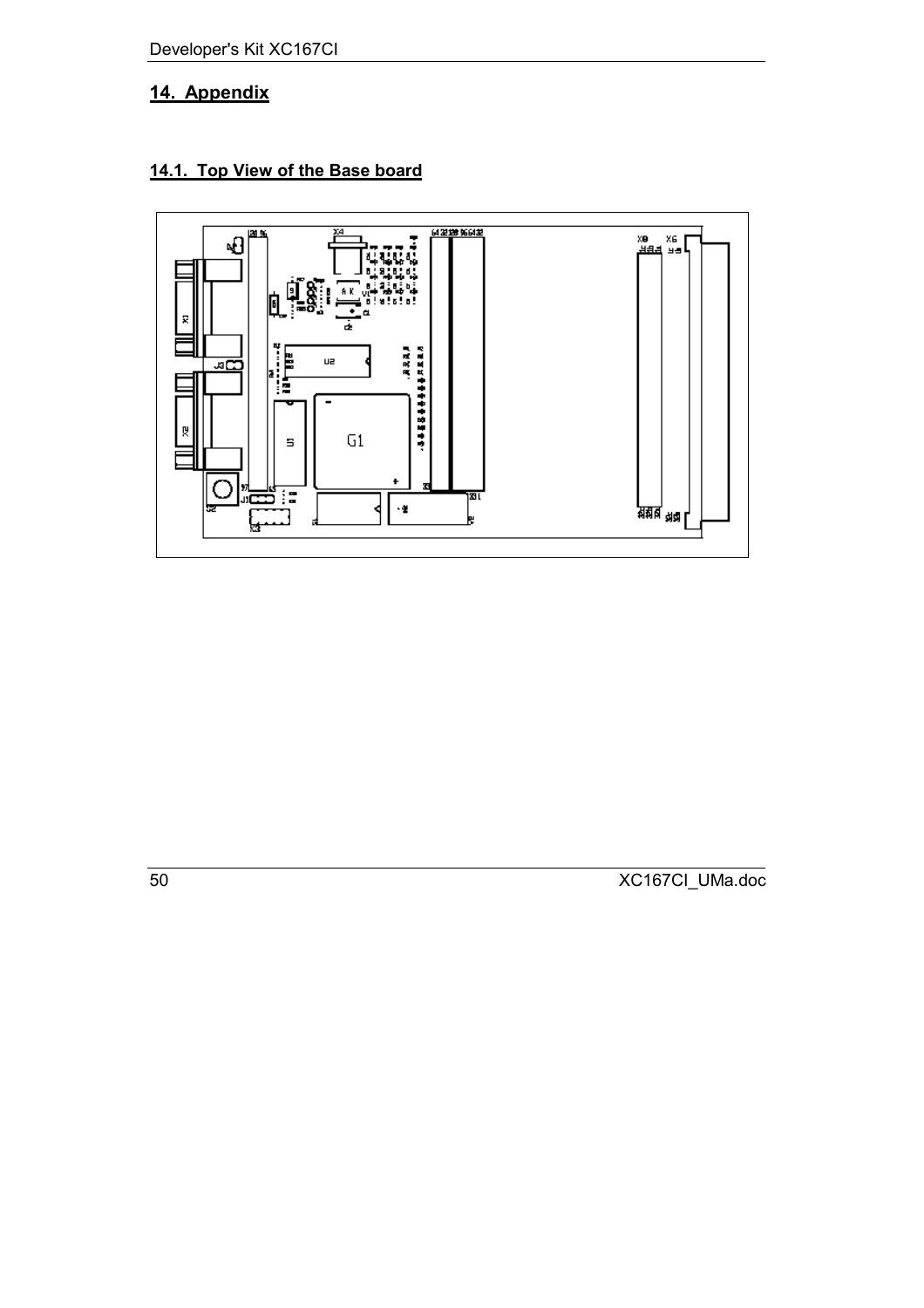## 14. Appendix

### 14.1. Top View of the Base board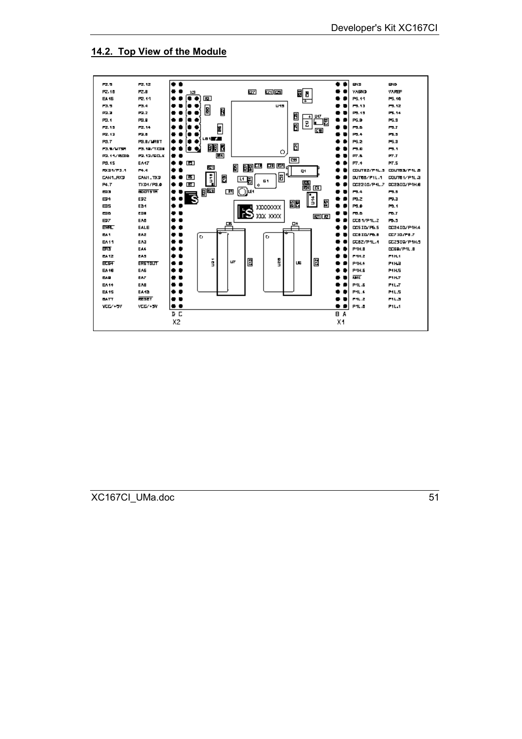## 14.2. Top View of the Module

**X2**

| D | C |
|---|---|
| P2.9 | P2.12 |
| P2.10 | P2.8 |
| EA16 | P2.11 |
| P3.5 | P3.4 |
| P3.3 | P3.2 |
| P3.1 | P3.0 |
| P2.15 | P2.14 |
| P2.13 | P3.6 |
| P3.7 | P3.8/MRST |
| P3.9/MTSR | P3.10/TXD0 |
| P3.11/RXD0 | P3.13/SCLK |
| P3.15 | EA17 |
| RXD1/P3.1 | P4.4 |
| CAN1_RXD | CAN1_TXD |
| P4.7 | TXD1/P3.0 |
| ED3 | BOOTSTR |
| ED4 | ED2 |
| ED5 | ED1 |
| ED6 | ED0 |
| ED7 | EA0 |
| EWR | EALE |
| EA1 | EA2 |
| EA11 | EA3 |
| ERD | EA4 |
| EA12 | EA5 |
| ECS4 | ERSTOUT |
| EA10 | EA6 |
| EA9 | EA7 |
| EA14 | EA8 |
| EA15 | EA13 |
| BATT | RESET |
| VCC/+5V | VCC/+5V |

**X1**

| B | A |
|---|---|
| GND | GND |
| VAGND | VAREF |
| P5.11 | P5.10 |
| P5.13 | P5.12 |
| P5.15 | P5.14 |
| P5.8 | P5.9 |
| P5.6 | P5.7 |
| P5.4 | P5.5 |
| P5.2 | P5.3 |
| P5.0 | P5.1 |
| P7.6 | P7.7 |
| P7.4 | P7.5 |
| COUT62/P1L.5 | COUT63/P1L.6 |
| OUT60/P1L.1 | COUT61/P1L.3 |
| CC22IO/P1L.7 | CC23IO/P1H.0 |
| P9.4 | P9.5 |
| P9.2 | P9.3 |
| P9.0 | P9.1 |
| P6.6 | P6.7 |
| CC61/P1L.2 | P6.3 |
| CC5IO/P6.5 | CC24IO/P1H.4 |
| CC6IO/P6.6 | CC7IO/P6.7 |
| CC62/P1L.4 | CC25IO/P1H.5 |
| P1H.0 | CC60/P1L.0 |
| P1H.2 | P1H.1 |
| P1H.4 | P1H.3 |
| P1H.6 | P1H.5 |
| NMI | P1H.7 |
| P1L.6 | P1L.7 |
| P1L.4 | P1L.5 |
| P1L.2 | P1L.3 |
| P1L.0 | P1L.1 |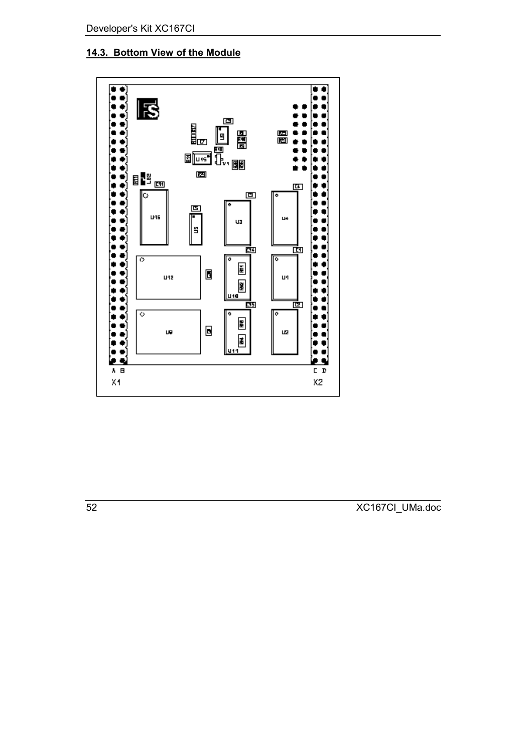## 14.3. Bottom View of the Module

FS

U16

U5

U3

U4

U12

U18

U1

U9

U17

U2

U15

V1

A B

X1

C D

X2